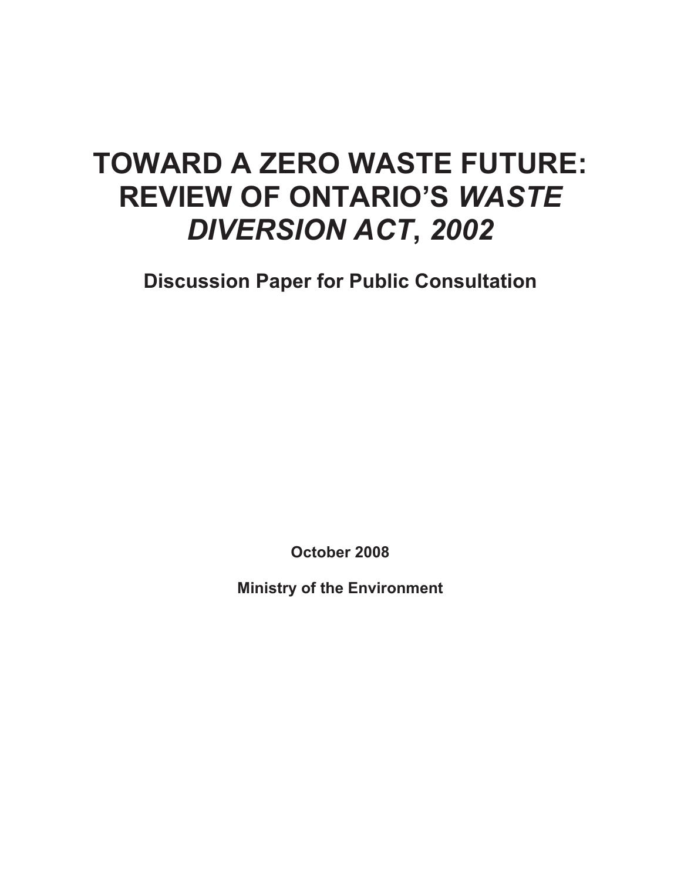# TOWARD A ZERO WASTE FUTURE: REVIEW OF ONTARIO'S *WASTE DIVERSION ACT*, *2002*

## Discussion Paper for Public Consultation

**October 2008**

**Ministry of the Environment**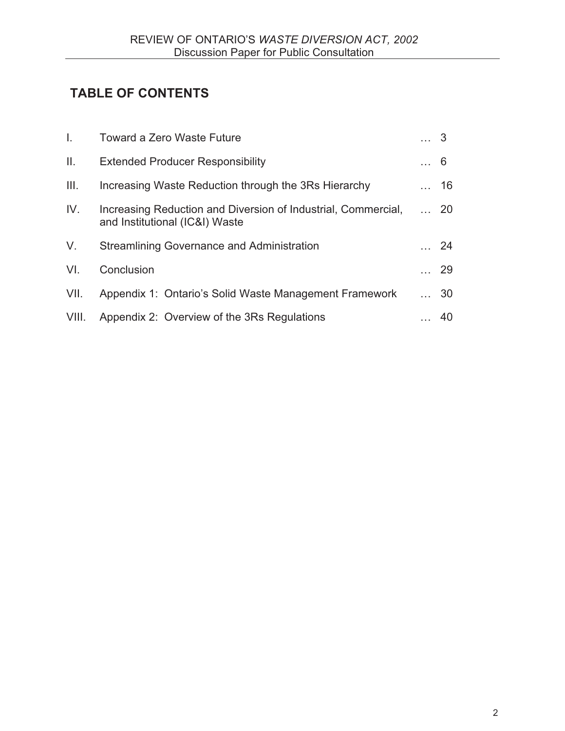# TABLE OF CONTENTS

| | | |
|---|---|---|
| I. | Toward a Zero Waste Future | … 3 |
| II. | Extended Producer Responsibility | … 6 |
| III. | Increasing Waste Reduction through the 3Rs Hierarchy | … 16 |
| IV. | Increasing Reduction and Diversion of Industrial, Commercial, and Institutional (IC&I) Waste | … 20 |
| V. | Streamlining Governance and Administration | … 24 |
| VI. | Conclusion | … 29 |
| VII. | Appendix 1: Ontario's Solid Waste Management Framework | … 30 |
| VIII. | Appendix 2: Overview of the 3Rs Regulations | … 40 |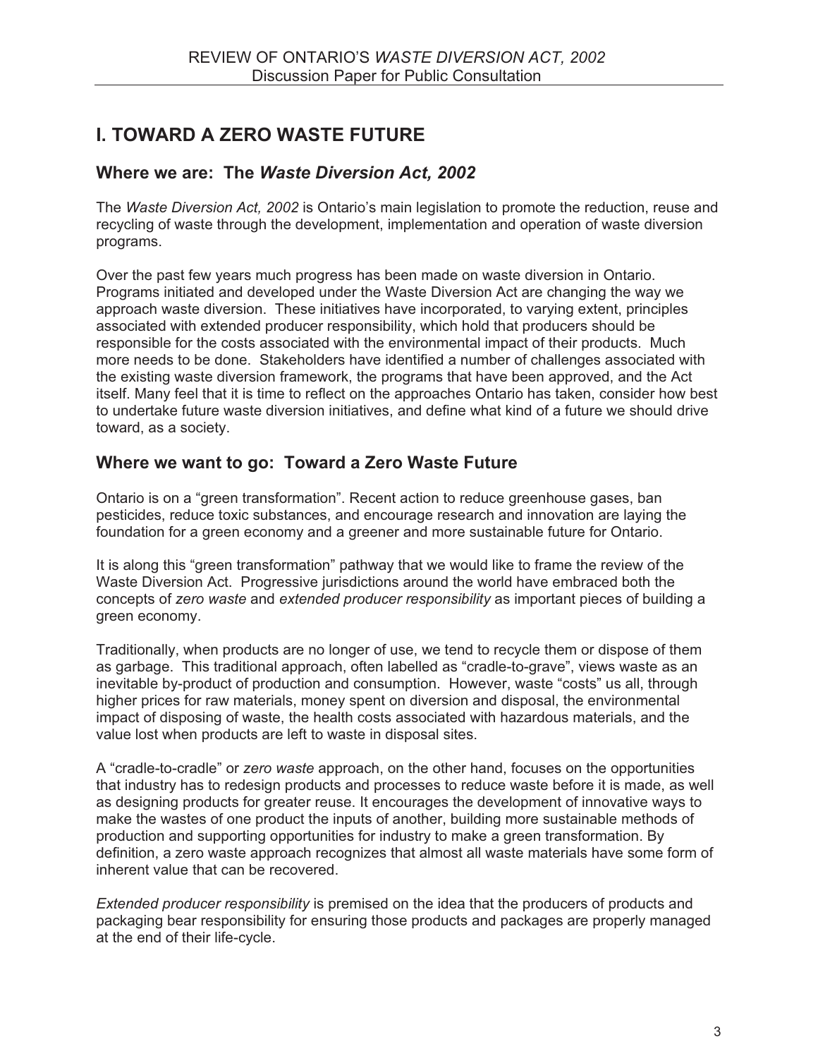# I. TOWARD A ZERO WASTE FUTURE

## Where we are: The *Waste Diversion Act, 2002*

The *Waste Diversion Act, 2002* is Ontario's main legislation to promote the reduction, reuse and recycling of waste through the development, implementation and operation of waste diversion programs.

Over the past few years much progress has been made on waste diversion in Ontario. Programs initiated and developed under the Waste Diversion Act are changing the way we approach waste diversion. These initiatives have incorporated, to varying extent, principles associated with extended producer responsibility, which hold that producers should be responsible for the costs associated with the environmental impact of their products. Much more needs to be done. Stakeholders have identified a number of challenges associated with the existing waste diversion framework, the programs that have been approved, and the Act itself. Many feel that it is time to reflect on the approaches Ontario has taken, consider how best to undertake future waste diversion initiatives, and define what kind of a future we should drive toward, as a society.

## Where we want to go: Toward a Zero Waste Future

Ontario is on a "green transformation". Recent action to reduce greenhouse gases, ban pesticides, reduce toxic substances, and encourage research and innovation are laying the foundation for a green economy and a greener and more sustainable future for Ontario.

It is along this "green transformation" pathway that we would like to frame the review of the Waste Diversion Act. Progressive jurisdictions around the world have embraced both the concepts of *zero waste* and *extended producer responsibility* as important pieces of building a green economy.

Traditionally, when products are no longer of use, we tend to recycle them or dispose of them as garbage. This traditional approach, often labelled as "cradle-to-grave", views waste as an inevitable by-product of production and consumption. However, waste "costs" us all, through higher prices for raw materials, money spent on diversion and disposal, the environmental impact of disposing of waste, the health costs associated with hazardous materials, and the value lost when products are left to waste in disposal sites.

A "cradle-to-cradle" or *zero waste* approach, on the other hand, focuses on the opportunities that industry has to redesign products and processes to reduce waste before it is made, as well as designing products for greater reuse. It encourages the development of innovative ways to make the wastes of one product the inputs of another, building more sustainable methods of production and supporting opportunities for industry to make a green transformation. By definition, a zero waste approach recognizes that almost all waste materials have some form of inherent value that can be recovered.

*Extended producer responsibility* is premised on the idea that the producers of products and packaging bear responsibility for ensuring those products and packages are properly managed at the end of their life-cycle.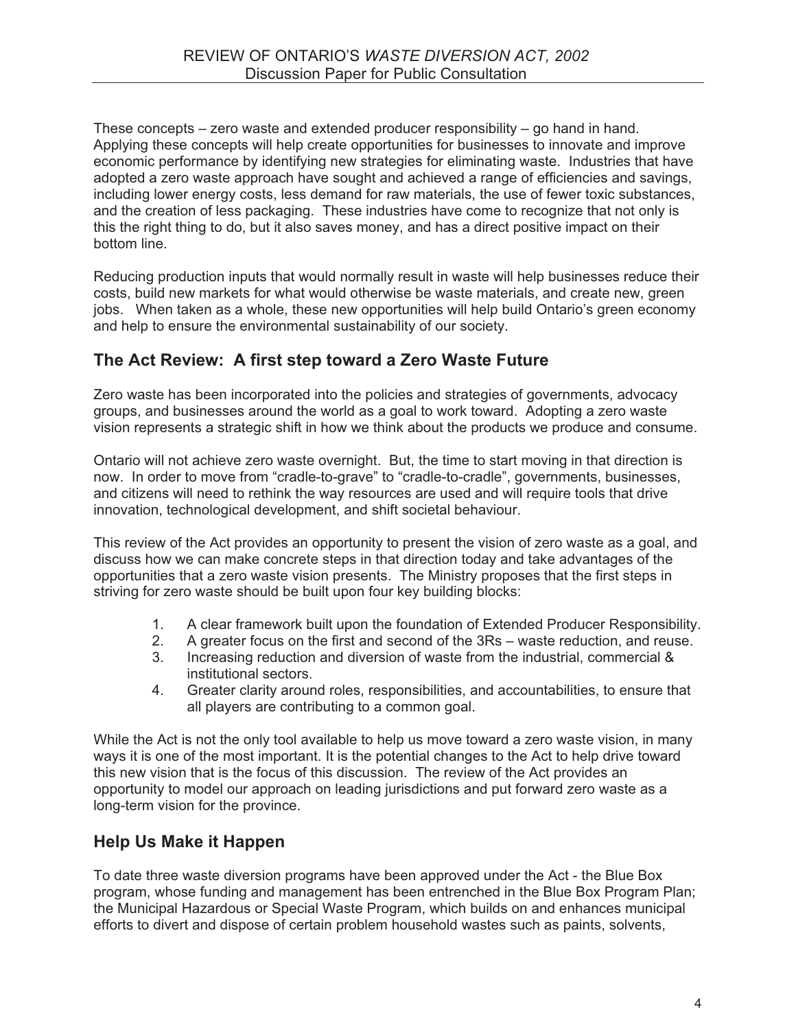These concepts – zero waste and extended producer responsibility – go hand in hand. Applying these concepts will help create opportunities for businesses to innovate and improve economic performance by identifying new strategies for eliminating waste. Industries that have adopted a zero waste approach have sought and achieved a range of efficiencies and savings, including lower energy costs, less demand for raw materials, the use of fewer toxic substances, and the creation of less packaging. These industries have come to recognize that not only is this the right thing to do, but it also saves money, and has a direct positive impact on their bottom line.

Reducing production inputs that would normally result in waste will help businesses reduce their costs, build new markets for what would otherwise be waste materials, and create new, green jobs. When taken as a whole, these new opportunities will help build Ontario's green economy and help to ensure the environmental sustainability of our society.

## The Act Review: A first step toward a Zero Waste Future

Zero waste has been incorporated into the policies and strategies of governments, advocacy groups, and businesses around the world as a goal to work toward. Adopting a zero waste vision represents a strategic shift in how we think about the products we produce and consume.

Ontario will not achieve zero waste overnight. But, the time to start moving in that direction is now. In order to move from "cradle-to-grave" to "cradle-to-cradle", governments, businesses, and citizens will need to rethink the way resources are used and will require tools that drive innovation, technological development, and shift societal behaviour.

This review of the Act provides an opportunity to present the vision of zero waste as a goal, and discuss how we can make concrete steps in that direction today and take advantages of the opportunities that a zero waste vision presents. The Ministry proposes that the first steps in striving for zero waste should be built upon four key building blocks:

1. A clear framework built upon the foundation of Extended Producer Responsibility.
2. A greater focus on the first and second of the 3Rs – waste reduction, and reuse.
3. Increasing reduction and diversion of waste from the industrial, commercial & institutional sectors.
4. Greater clarity around roles, responsibilities, and accountabilities, to ensure that all players are contributing to a common goal.

While the Act is not the only tool available to help us move toward a zero waste vision, in many ways it is one of the most important. It is the potential changes to the Act to help drive toward this new vision that is the focus of this discussion. The review of the Act provides an opportunity to model our approach on leading jurisdictions and put forward zero waste as a long-term vision for the province.

## Help Us Make it Happen

To date three waste diversion programs have been approved under the Act - the Blue Box program, whose funding and management has been entrenched in the Blue Box Program Plan; the Municipal Hazardous or Special Waste Program, which builds on and enhances municipal efforts to divert and dispose of certain problem household wastes such as paints, solvents,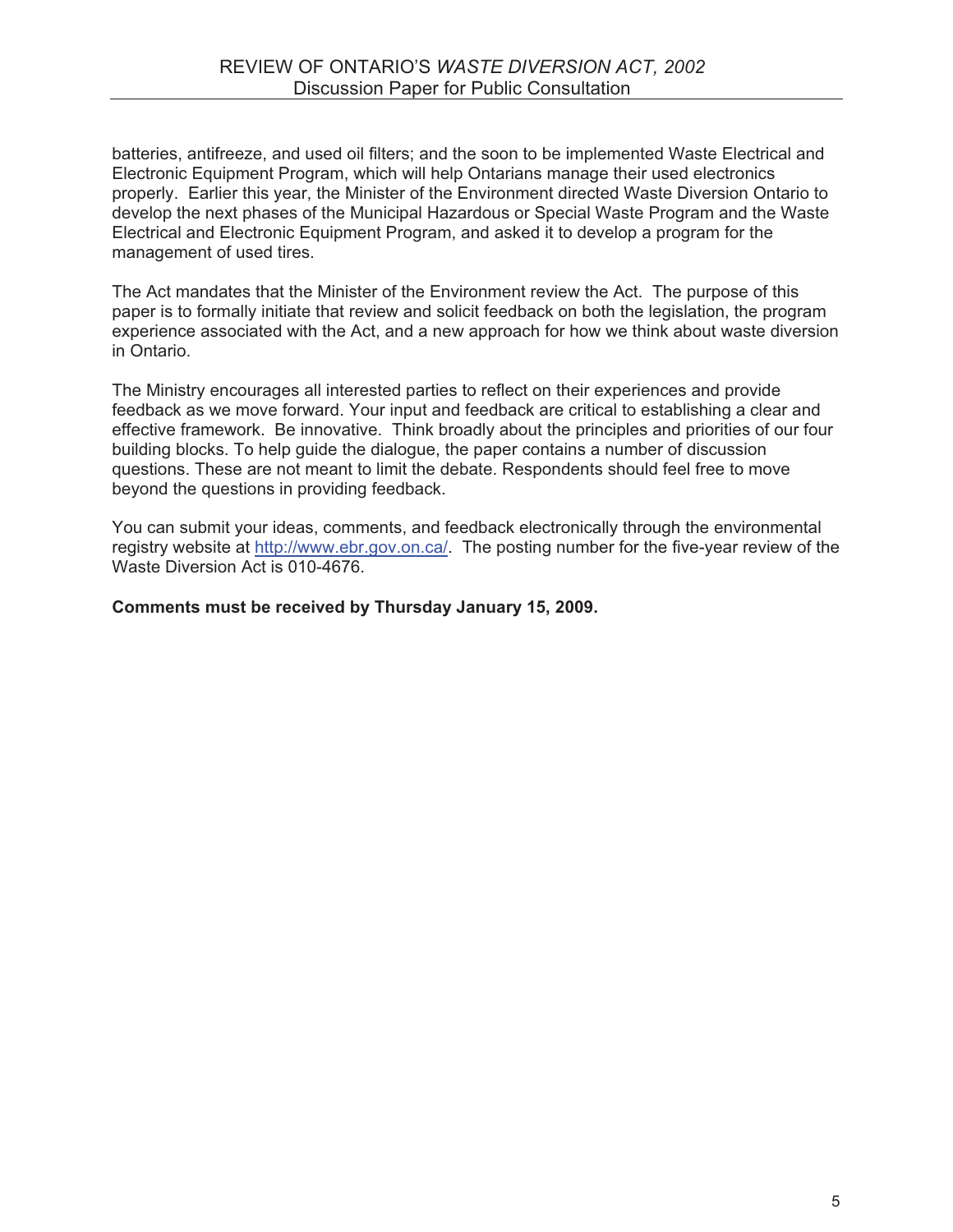batteries, antifreeze, and used oil filters; and the soon to be implemented Waste Electrical and Electronic Equipment Program, which will help Ontarians manage their used electronics properly. Earlier this year, the Minister of the Environment directed Waste Diversion Ontario to develop the next phases of the Municipal Hazardous or Special Waste Program and the Waste Electrical and Electronic Equipment Program, and asked it to develop a program for the management of used tires.

The Act mandates that the Minister of the Environment review the Act. The purpose of this paper is to formally initiate that review and solicit feedback on both the legislation, the program experience associated with the Act, and a new approach for how we think about waste diversion in Ontario.

The Ministry encourages all interested parties to reflect on their experiences and provide feedback as we move forward. Your input and feedback are critical to establishing a clear and effective framework. Be innovative. Think broadly about the principles and priorities of our four building blocks. To help guide the dialogue, the paper contains a number of discussion questions. These are not meant to limit the debate. Respondents should feel free to move beyond the questions in providing feedback.

You can submit your ideas, comments, and feedback electronically through the environmental registry website at http://www.ebr.gov.on.ca/. The posting number for the five-year review of the Waste Diversion Act is 010-4676.

**Comments must be received by Thursday January 15, 2009.**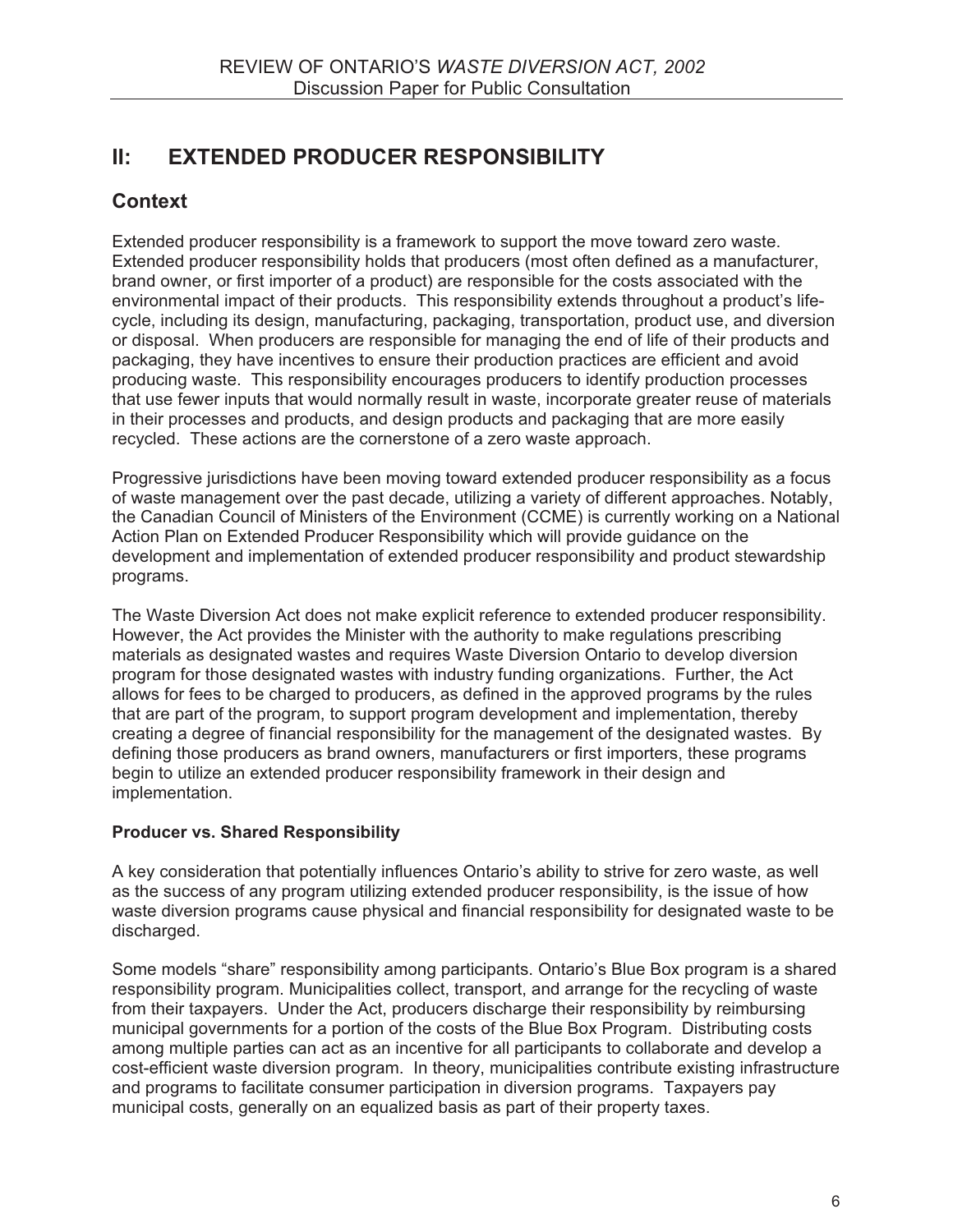## II: EXTENDED PRODUCER RESPONSIBILITY

### Context

Extended producer responsibility is a framework to support the move toward zero waste. Extended producer responsibility holds that producers (most often defined as a manufacturer, brand owner, or first importer of a product) are responsible for the costs associated with the environmental impact of their products. This responsibility extends throughout a product's life-cycle, including its design, manufacturing, packaging, transportation, product use, and diversion or disposal. When producers are responsible for managing the end of life of their products and packaging, they have incentives to ensure their production practices are efficient and avoid producing waste. This responsibility encourages producers to identify production processes that use fewer inputs that would normally result in waste, incorporate greater reuse of materials in their processes and products, and design products and packaging that are more easily recycled. These actions are the cornerstone of a zero waste approach.

Progressive jurisdictions have been moving toward extended producer responsibility as a focus of waste management over the past decade, utilizing a variety of different approaches. Notably, the Canadian Council of Ministers of the Environment (CCME) is currently working on a National Action Plan on Extended Producer Responsibility which will provide guidance on the development and implementation of extended producer responsibility and product stewardship programs.

The Waste Diversion Act does not make explicit reference to extended producer responsibility. However, the Act provides the Minister with the authority to make regulations prescribing materials as designated wastes and requires Waste Diversion Ontario to develop diversion program for those designated wastes with industry funding organizations. Further, the Act allows for fees to be charged to producers, as defined in the approved programs by the rules that are part of the program, to support program development and implementation, thereby creating a degree of financial responsibility for the management of the designated wastes. By defining those producers as brand owners, manufacturers or first importers, these programs begin to utilize an extended producer responsibility framework in their design and implementation.

#### Producer vs. Shared Responsibility

A key consideration that potentially influences Ontario's ability to strive for zero waste, as well as the success of any program utilizing extended producer responsibility, is the issue of how waste diversion programs cause physical and financial responsibility for designated waste to be discharged.

Some models "share" responsibility among participants. Ontario's Blue Box program is a shared responsibility program. Municipalities collect, transport, and arrange for the recycling of waste from their taxpayers. Under the Act, producers discharge their responsibility by reimbursing municipal governments for a portion of the costs of the Blue Box Program. Distributing costs among multiple parties can act as an incentive for all participants to collaborate and develop a cost-efficient waste diversion program. In theory, municipalities contribute existing infrastructure and programs to facilitate consumer participation in diversion programs. Taxpayers pay municipal costs, generally on an equalized basis as part of their property taxes.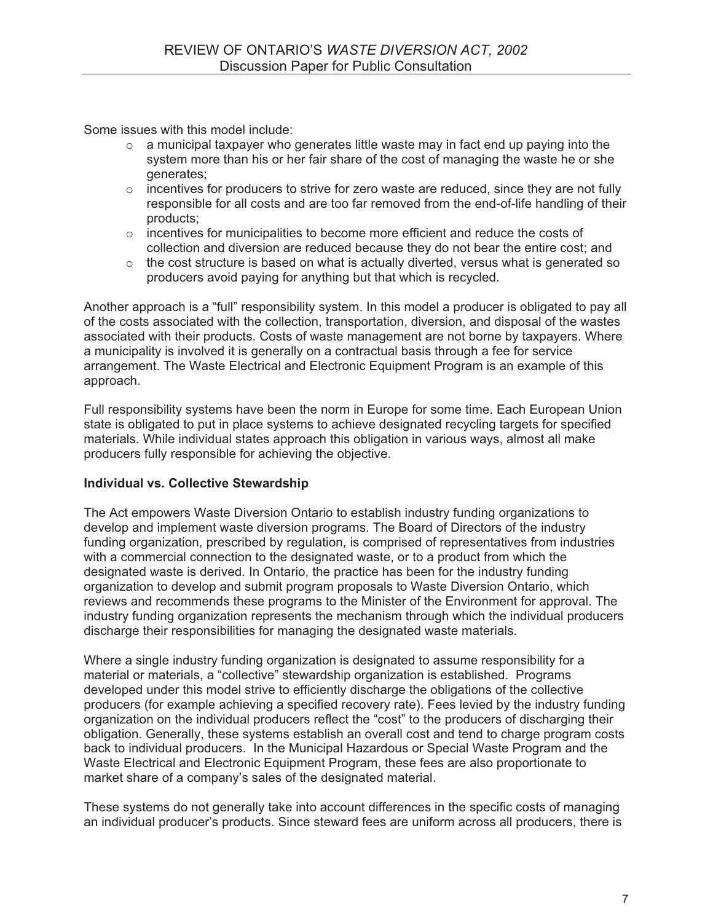Some issues with this model include:

- a municipal taxpayer who generates little waste may in fact end up paying into the system more than his or her fair share of the cost of managing the waste he or she generates;
- incentives for producers to strive for zero waste are reduced, since they are not fully responsible for all costs and are too far removed from the end-of-life handling of their products;
- incentives for municipalities to become more efficient and reduce the costs of collection and diversion are reduced because they do not bear the entire cost; and
- the cost structure is based on what is actually diverted, versus what is generated so producers avoid paying for anything but that which is recycled.

Another approach is a "full" responsibility system. In this model a producer is obligated to pay all of the costs associated with the collection, transportation, diversion, and disposal of the wastes associated with their products. Costs of waste management are not borne by taxpayers. Where a municipality is involved it is generally on a contractual basis through a fee for service arrangement. The Waste Electrical and Electronic Equipment Program is an example of this approach.

Full responsibility systems have been the norm in Europe for some time. Each European Union state is obligated to put in place systems to achieve designated recycling targets for specified materials. While individual states approach this obligation in various ways, almost all make producers fully responsible for achieving the objective.

**Individual vs. Collective Stewardship**

The Act empowers Waste Diversion Ontario to establish industry funding organizations to develop and implement waste diversion programs. The Board of Directors of the industry funding organization, prescribed by regulation, is comprised of representatives from industries with a commercial connection to the designated waste, or to a product from which the designated waste is derived. In Ontario, the practice has been for the industry funding organization to develop and submit program proposals to Waste Diversion Ontario, which reviews and recommends these programs to the Minister of the Environment for approval. The industry funding organization represents the mechanism through which the individual producers discharge their responsibilities for managing the designated waste materials.

Where a single industry funding organization is designated to assume responsibility for a material or materials, a "collective" stewardship organization is established. Programs developed under this model strive to efficiently discharge the obligations of the collective producers (for example achieving a specified recovery rate). Fees levied by the industry funding organization on the individual producers reflect the "cost" to the producers of discharging their obligation. Generally, these systems establish an overall cost and tend to charge program costs back to individual producers. In the Municipal Hazardous or Special Waste Program and the Waste Electrical and Electronic Equipment Program, these fees are also proportionate to market share of a company's sales of the designated material.

These systems do not generally take into account differences in the specific costs of managing an individual producer's products. Since steward fees are uniform across all producers, there is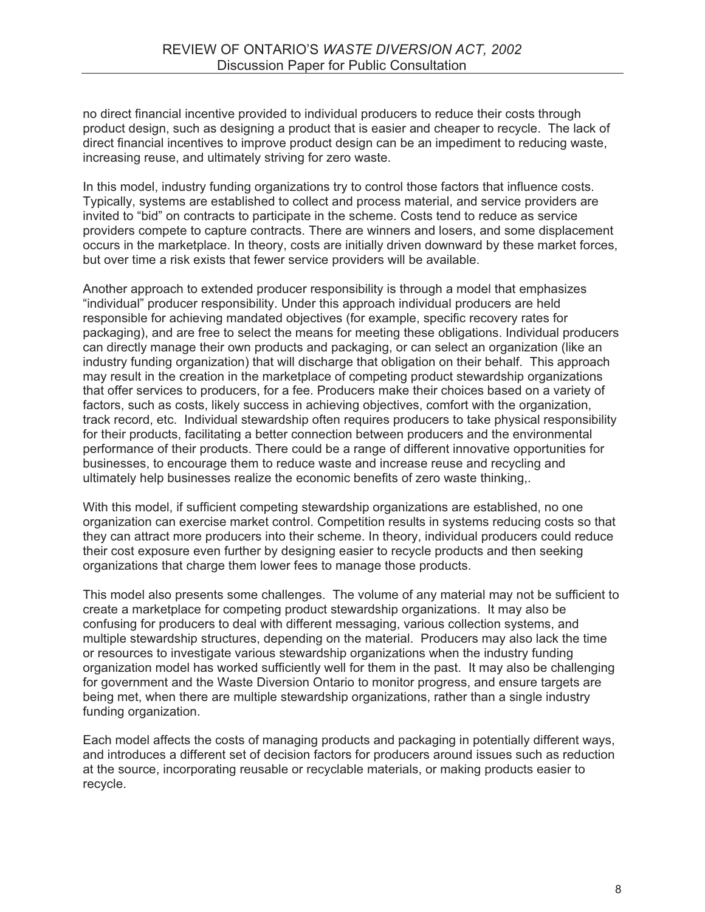no direct financial incentive provided to individual producers to reduce their costs through product design, such as designing a product that is easier and cheaper to recycle. The lack of direct financial incentives to improve product design can be an impediment to reducing waste, increasing reuse, and ultimately striving for zero waste.

In this model, industry funding organizations try to control those factors that influence costs. Typically, systems are established to collect and process material, and service providers are invited to "bid" on contracts to participate in the scheme. Costs tend to reduce as service providers compete to capture contracts. There are winners and losers, and some displacement occurs in the marketplace. In theory, costs are initially driven downward by these market forces, but over time a risk exists that fewer service providers will be available.

Another approach to extended producer responsibility is through a model that emphasizes "individual" producer responsibility. Under this approach individual producers are held responsible for achieving mandated objectives (for example, specific recovery rates for packaging), and are free to select the means for meeting these obligations. Individual producers can directly manage their own products and packaging, or can select an organization (like an industry funding organization) that will discharge that obligation on their behalf. This approach may result in the creation in the marketplace of competing product stewardship organizations that offer services to producers, for a fee. Producers make their choices based on a variety of factors, such as costs, likely success in achieving objectives, comfort with the organization, track record, etc. Individual stewardship often requires producers to take physical responsibility for their products, facilitating a better connection between producers and the environmental performance of their products. There could be a range of different innovative opportunities for businesses, to encourage them to reduce waste and increase reuse and recycling and ultimately help businesses realize the economic benefits of zero waste thinking,.

With this model, if sufficient competing stewardship organizations are established, no one organization can exercise market control. Competition results in systems reducing costs so that they can attract more producers into their scheme. In theory, individual producers could reduce their cost exposure even further by designing easier to recycle products and then seeking organizations that charge them lower fees to manage those products.

This model also presents some challenges. The volume of any material may not be sufficient to create a marketplace for competing product stewardship organizations. It may also be confusing for producers to deal with different messaging, various collection systems, and multiple stewardship structures, depending on the material. Producers may also lack the time or resources to investigate various stewardship organizations when the industry funding organization model has worked sufficiently well for them in the past. It may also be challenging for government and the Waste Diversion Ontario to monitor progress, and ensure targets are being met, when there are multiple stewardship organizations, rather than a single industry funding organization.

Each model affects the costs of managing products and packaging in potentially different ways, and introduces a different set of decision factors for producers around issues such as reduction at the source, incorporating reusable or recyclable materials, or making products easier to recycle.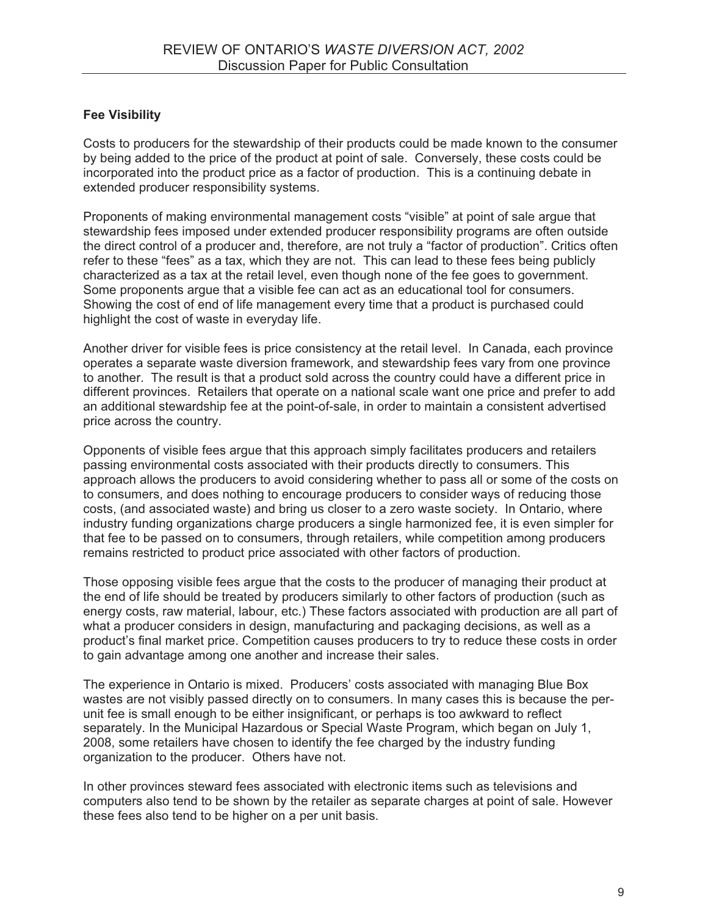**Fee Visibility**

Costs to producers for the stewardship of their products could be made known to the consumer by being added to the price of the product at point of sale. Conversely, these costs could be incorporated into the product price as a factor of production. This is a continuing debate in extended producer responsibility systems.

Proponents of making environmental management costs "visible" at point of sale argue that stewardship fees imposed under extended producer responsibility programs are often outside the direct control of a producer and, therefore, are not truly a "factor of production". Critics often refer to these "fees" as a tax, which they are not. This can lead to these fees being publicly characterized as a tax at the retail level, even though none of the fee goes to government. Some proponents argue that a visible fee can act as an educational tool for consumers. Showing the cost of end of life management every time that a product is purchased could highlight the cost of waste in everyday life.

Another driver for visible fees is price consistency at the retail level. In Canada, each province operates a separate waste diversion framework, and stewardship fees vary from one province to another. The result is that a product sold across the country could have a different price in different provinces. Retailers that operate on a national scale want one price and prefer to add an additional stewardship fee at the point-of-sale, in order to maintain a consistent advertised price across the country.

Opponents of visible fees argue that this approach simply facilitates producers and retailers passing environmental costs associated with their products directly to consumers. This approach allows the producers to avoid considering whether to pass all or some of the costs on to consumers, and does nothing to encourage producers to consider ways of reducing those costs, (and associated waste) and bring us closer to a zero waste society. In Ontario, where industry funding organizations charge producers a single harmonized fee, it is even simpler for that fee to be passed on to consumers, through retailers, while competition among producers remains restricted to product price associated with other factors of production.

Those opposing visible fees argue that the costs to the producer of managing their product at the end of life should be treated by producers similarly to other factors of production (such as energy costs, raw material, labour, etc.) These factors associated with production are all part of what a producer considers in design, manufacturing and packaging decisions, as well as a product's final market price. Competition causes producers to try to reduce these costs in order to gain advantage among one another and increase their sales.

The experience in Ontario is mixed. Producers' costs associated with managing Blue Box wastes are not visibly passed directly on to consumers. In many cases this is because the per-unit fee is small enough to be either insignificant, or perhaps is too awkward to reflect separately. In the Municipal Hazardous or Special Waste Program, which began on July 1, 2008, some retailers have chosen to identify the fee charged by the industry funding organization to the producer. Others have not.

In other provinces steward fees associated with electronic items such as televisions and computers also tend to be shown by the retailer as separate charges at point of sale. However these fees also tend to be higher on a per unit basis.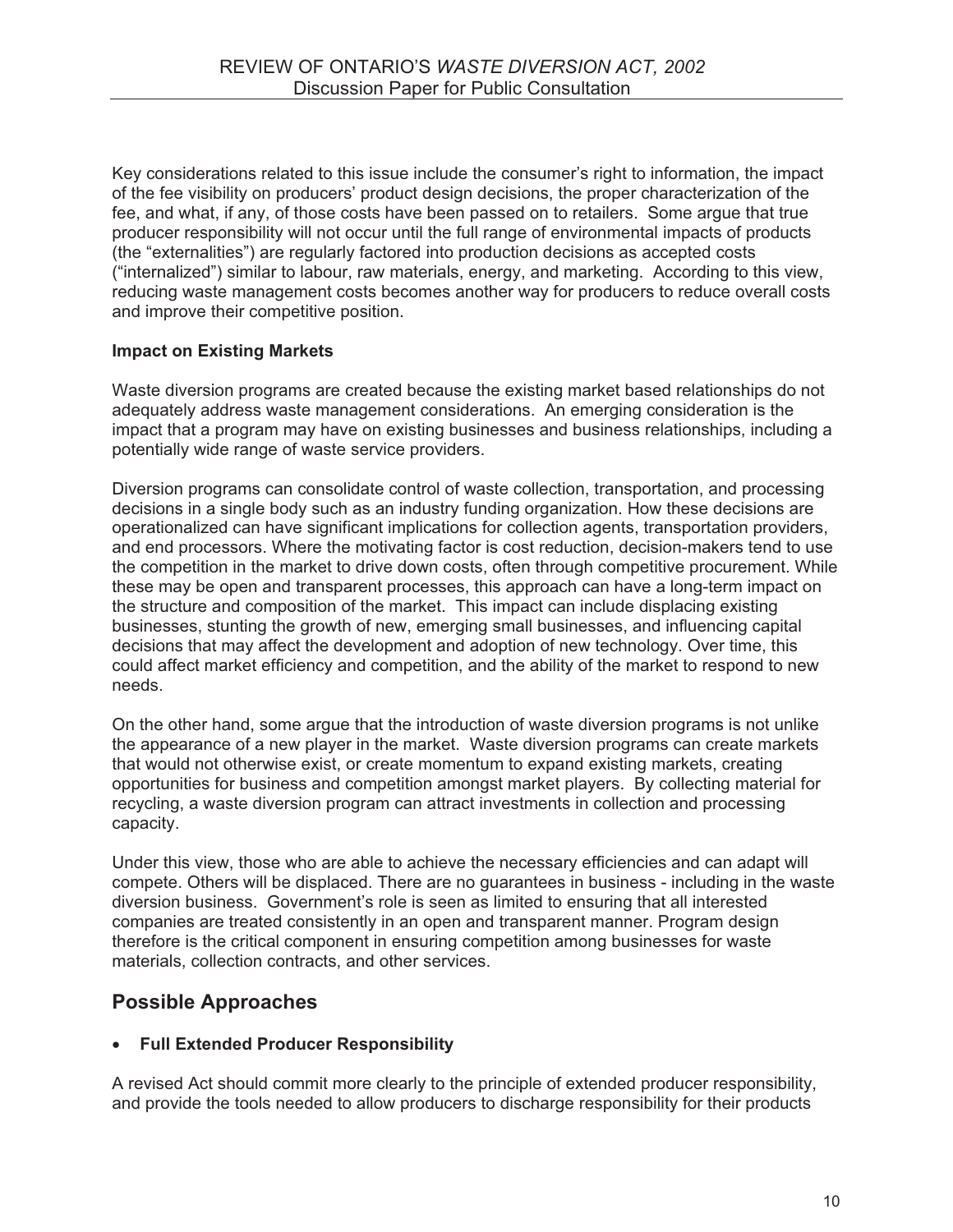Key considerations related to this issue include the consumer's right to information, the impact of the fee visibility on producers' product design decisions, the proper characterization of the fee, and what, if any, of those costs have been passed on to retailers. Some argue that true producer responsibility will not occur until the full range of environmental impacts of products (the "externalities") are regularly factored into production decisions as accepted costs ("internalized") similar to labour, raw materials, energy, and marketing. According to this view, reducing waste management costs becomes another way for producers to reduce overall costs and improve their competitive position.

**Impact on Existing Markets**

Waste diversion programs are created because the existing market based relationships do not adequately address waste management considerations. An emerging consideration is the impact that a program may have on existing businesses and business relationships, including a potentially wide range of waste service providers.

Diversion programs can consolidate control of waste collection, transportation, and processing decisions in a single body such as an industry funding organization. How these decisions are operationalized can have significant implications for collection agents, transportation providers, and end processors. Where the motivating factor is cost reduction, decision-makers tend to use the competition in the market to drive down costs, often through competitive procurement. While these may be open and transparent processes, this approach can have a long-term impact on the structure and composition of the market. This impact can include displacing existing businesses, stunting the growth of new, emerging small businesses, and influencing capital decisions that may affect the development and adoption of new technology. Over time, this could affect market efficiency and competition, and the ability of the market to respond to new needs.

On the other hand, some argue that the introduction of waste diversion programs is not unlike the appearance of a new player in the market. Waste diversion programs can create markets that would not otherwise exist, or create momentum to expand existing markets, creating opportunities for business and competition amongst market players. By collecting material for recycling, a waste diversion program can attract investments in collection and processing capacity.

Under this view, those who are able to achieve the necessary efficiencies and can adapt will compete. Others will be displaced. There are no guarantees in business - including in the waste diversion business. Government's role is seen as limited to ensuring that all interested companies are treated consistently in an open and transparent manner. Program design therefore is the critical component in ensuring competition among businesses for waste materials, collection contracts, and other services.

## Possible Approaches

- **Full Extended Producer Responsibility**

A revised Act should commit more clearly to the principle of extended producer responsibility, and provide the tools needed to allow producers to discharge responsibility for their products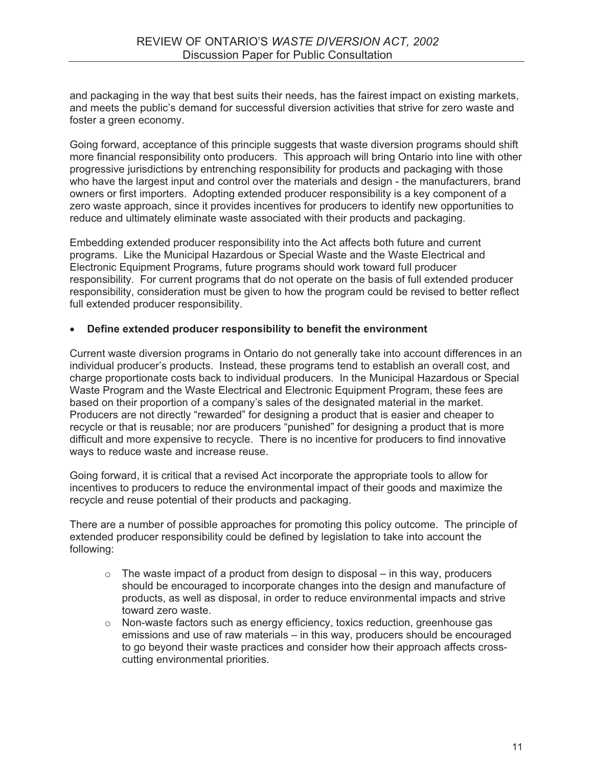and packaging in the way that best suits their needs, has the fairest impact on existing markets, and meets the public's demand for successful diversion activities that strive for zero waste and foster a green economy.

Going forward, acceptance of this principle suggests that waste diversion programs should shift more financial responsibility onto producers. This approach will bring Ontario into line with other progressive jurisdictions by entrenching responsibility for products and packaging with those who have the largest input and control over the materials and design - the manufacturers, brand owners or first importers. Adopting extended producer responsibility is a key component of a zero waste approach, since it provides incentives for producers to identify new opportunities to reduce and ultimately eliminate waste associated with their products and packaging.

Embedding extended producer responsibility into the Act affects both future and current programs. Like the Municipal Hazardous or Special Waste and the Waste Electrical and Electronic Equipment Programs, future programs should work toward full producer responsibility. For current programs that do not operate on the basis of full extended producer responsibility, consideration must be given to how the program could be revised to better reflect full extended producer responsibility.

- **Define extended producer responsibility to benefit the environment**

Current waste diversion programs in Ontario do not generally take into account differences in an individual producer's products. Instead, these programs tend to establish an overall cost, and charge proportionate costs back to individual producers. In the Municipal Hazardous or Special Waste Program and the Waste Electrical and Electronic Equipment Program, these fees are based on their proportion of a company's sales of the designated material in the market. Producers are not directly "rewarded" for designing a product that is easier and cheaper to recycle or that is reusable; nor are producers "punished" for designing a product that is more difficult and more expensive to recycle. There is no incentive for producers to find innovative ways to reduce waste and increase reuse.

Going forward, it is critical that a revised Act incorporate the appropriate tools to allow for incentives to producers to reduce the environmental impact of their goods and maximize the recycle and reuse potential of their products and packaging.

There are a number of possible approaches for promoting this policy outcome. The principle of extended producer responsibility could be defined by legislation to take into account the following:

- The waste impact of a product from design to disposal – in this way, producers should be encouraged to incorporate changes into the design and manufacture of products, as well as disposal, in order to reduce environmental impacts and strive toward zero waste.
- Non-waste factors such as energy efficiency, toxics reduction, greenhouse gas emissions and use of raw materials – in this way, producers should be encouraged to go beyond their waste practices and consider how their approach affects cross-cutting environmental priorities.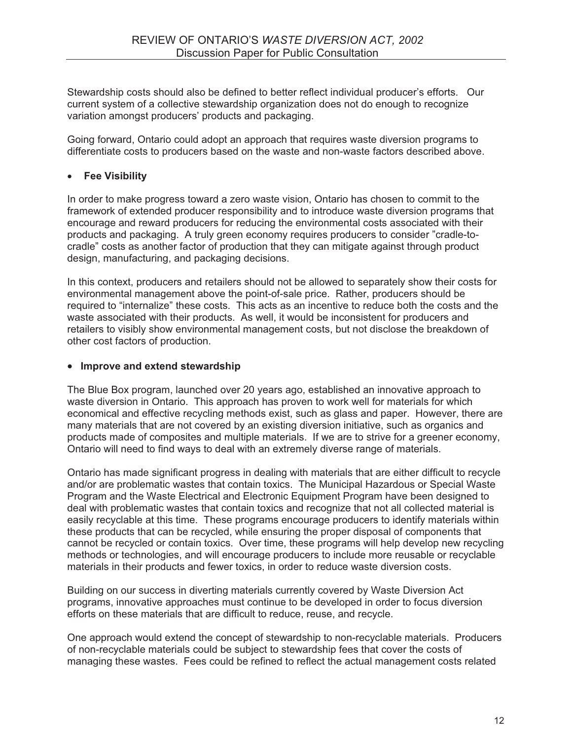Stewardship costs should also be defined to better reflect individual producer's efforts. Our current system of a collective stewardship organization does not do enough to recognize variation amongst producers' products and packaging.

Going forward, Ontario could adopt an approach that requires waste diversion programs to differentiate costs to producers based on the waste and non-waste factors described above.

- **Fee Visibility**

In order to make progress toward a zero waste vision, Ontario has chosen to commit to the framework of extended producer responsibility and to introduce waste diversion programs that encourage and reward producers for reducing the environmental costs associated with their products and packaging. A truly green economy requires producers to consider "cradle-to-cradle" costs as another factor of production that they can mitigate against through product design, manufacturing, and packaging decisions.

In this context, producers and retailers should not be allowed to separately show their costs for environmental management above the point-of-sale price. Rather, producers should be required to "internalize" these costs. This acts as an incentive to reduce both the costs and the waste associated with their products. As well, it would be inconsistent for producers and retailers to visibly show environmental management costs, but not disclose the breakdown of other cost factors of production.

- **Improve and extend stewardship**

The Blue Box program, launched over 20 years ago, established an innovative approach to waste diversion in Ontario. This approach has proven to work well for materials for which economical and effective recycling methods exist, such as glass and paper. However, there are many materials that are not covered by an existing diversion initiative, such as organics and products made of composites and multiple materials. If we are to strive for a greener economy, Ontario will need to find ways to deal with an extremely diverse range of materials.

Ontario has made significant progress in dealing with materials that are either difficult to recycle and/or are problematic wastes that contain toxics. The Municipal Hazardous or Special Waste Program and the Waste Electrical and Electronic Equipment Program have been designed to deal with problematic wastes that contain toxics and recognize that not all collected material is easily recyclable at this time. These programs encourage producers to identify materials within these products that can be recycled, while ensuring the proper disposal of components that cannot be recycled or contain toxics. Over time, these programs will help develop new recycling methods or technologies, and will encourage producers to include more reusable or recyclable materials in their products and fewer toxics, in order to reduce waste diversion costs.

Building on our success in diverting materials currently covered by Waste Diversion Act programs, innovative approaches must continue to be developed in order to focus diversion efforts on these materials that are difficult to reduce, reuse, and recycle.

One approach would extend the concept of stewardship to non-recyclable materials. Producers of non-recyclable materials could be subject to stewardship fees that cover the costs of managing these wastes. Fees could be refined to reflect the actual management costs related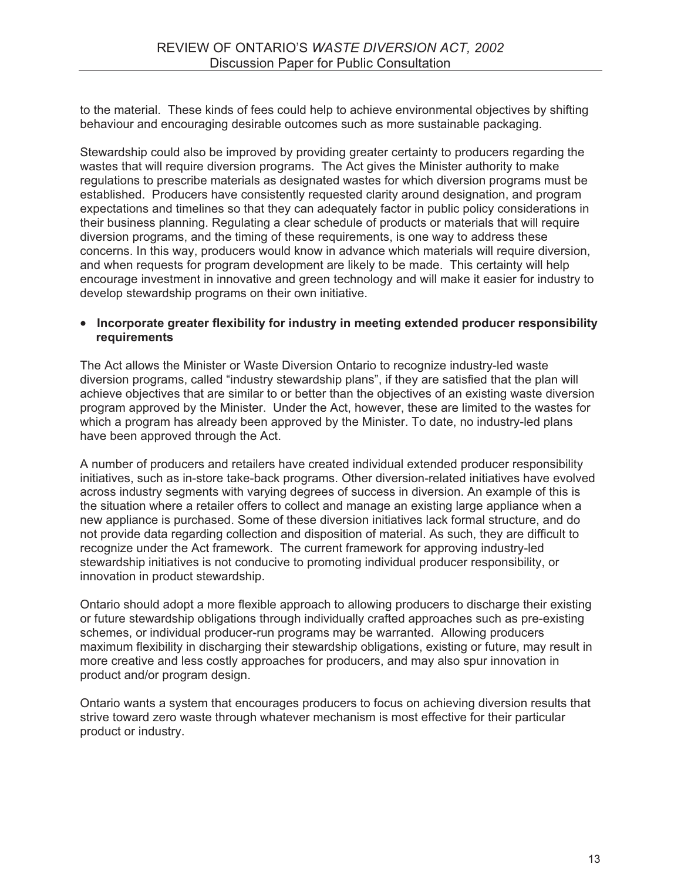to the material. These kinds of fees could help to achieve environmental objectives by shifting behaviour and encouraging desirable outcomes such as more sustainable packaging.

Stewardship could also be improved by providing greater certainty to producers regarding the wastes that will require diversion programs. The Act gives the Minister authority to make regulations to prescribe materials as designated wastes for which diversion programs must be established. Producers have consistently requested clarity around designation, and program expectations and timelines so that they can adequately factor in public policy considerations in their business planning. Regulating a clear schedule of products or materials that will require diversion programs, and the timing of these requirements, is one way to address these concerns. In this way, producers would know in advance which materials will require diversion, and when requests for program development are likely to be made. This certainty will help encourage investment in innovative and green technology and will make it easier for industry to develop stewardship programs on their own initiative.

- **Incorporate greater flexibility for industry in meeting extended producer responsibility requirements**

The Act allows the Minister or Waste Diversion Ontario to recognize industry-led waste diversion programs, called "industry stewardship plans", if they are satisfied that the plan will achieve objectives that are similar to or better than the objectives of an existing waste diversion program approved by the Minister. Under the Act, however, these are limited to the wastes for which a program has already been approved by the Minister. To date, no industry-led plans have been approved through the Act.

A number of producers and retailers have created individual extended producer responsibility initiatives, such as in-store take-back programs. Other diversion-related initiatives have evolved across industry segments with varying degrees of success in diversion. An example of this is the situation where a retailer offers to collect and manage an existing large appliance when a new appliance is purchased. Some of these diversion initiatives lack formal structure, and do not provide data regarding collection and disposition of material. As such, they are difficult to recognize under the Act framework. The current framework for approving industry-led stewardship initiatives is not conducive to promoting individual producer responsibility, or innovation in product stewardship.

Ontario should adopt a more flexible approach to allowing producers to discharge their existing or future stewardship obligations through individually crafted approaches such as pre-existing schemes, or individual producer-run programs may be warranted. Allowing producers maximum flexibility in discharging their stewardship obligations, existing or future, may result in more creative and less costly approaches for producers, and may also spur innovation in product and/or program design.

Ontario wants a system that encourages producers to focus on achieving diversion results that strive toward zero waste through whatever mechanism is most effective for their particular product or industry.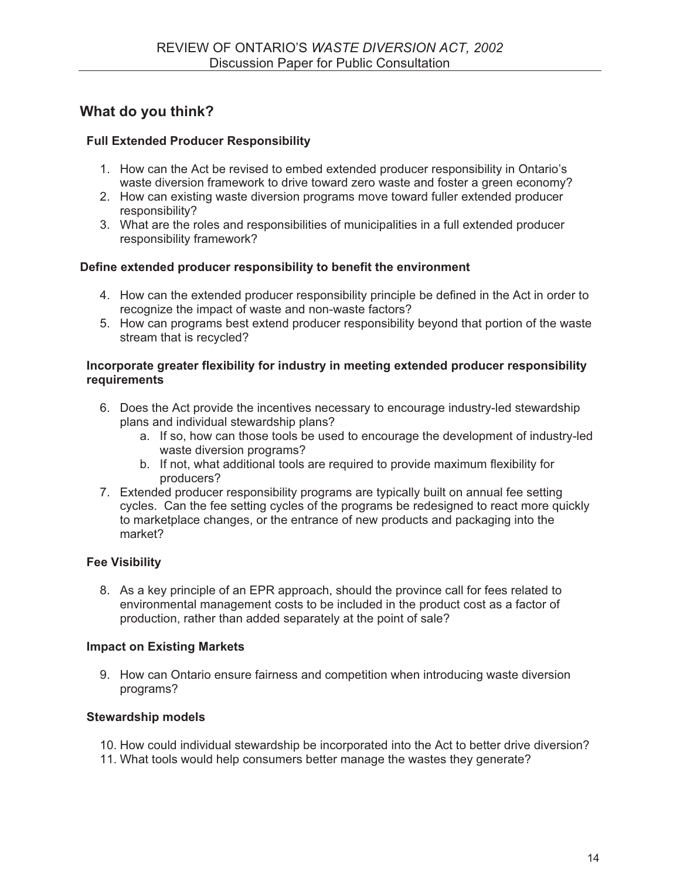## What do you think?

### Full Extended Producer Responsibility

1. How can the Act be revised to embed extended producer responsibility in Ontario's waste diversion framework to drive toward zero waste and foster a green economy?
2. How can existing waste diversion programs move toward fuller extended producer responsibility?
3. What are the roles and responsibilities of municipalities in a full extended producer responsibility framework?

### Define extended producer responsibility to benefit the environment

4. How can the extended producer responsibility principle be defined in the Act in order to recognize the impact of waste and non-waste factors?
5. How can programs best extend producer responsibility beyond that portion of the waste stream that is recycled?

### Incorporate greater flexibility for industry in meeting extended producer responsibility requirements

6. Does the Act provide the incentives necessary to encourage industry-led stewardship plans and individual stewardship plans?
    a. If so, how can those tools be used to encourage the development of industry-led waste diversion programs?
    b. If not, what additional tools are required to provide maximum flexibility for producers?
7. Extended producer responsibility programs are typically built on annual fee setting cycles. Can the fee setting cycles of the programs be redesigned to react more quickly to marketplace changes, or the entrance of new products and packaging into the market?

### Fee Visibility

8. As a key principle of an EPR approach, should the province call for fees related to environmental management costs to be included in the product cost as a factor of production, rather than added separately at the point of sale?

### Impact on Existing Markets

9. How can Ontario ensure fairness and competition when introducing waste diversion programs?

### Stewardship models

10. How could individual stewardship be incorporated into the Act to better drive diversion?
11. What tools would help consumers better manage the wastes they generate?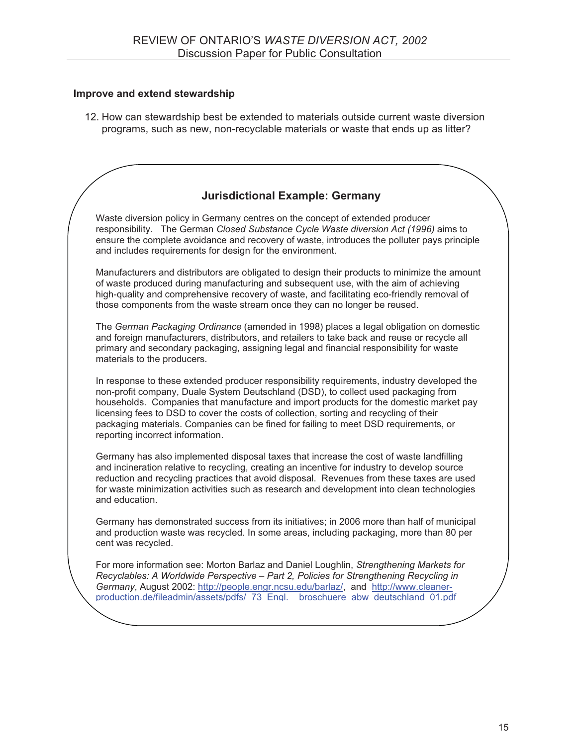**Improve and extend stewardship**

12. How can stewardship best be extended to materials outside current waste diversion programs, such as new, non-recyclable materials or waste that ends up as litter?

### Jurisdictional Example: Germany

Waste diversion policy in Germany centres on the concept of extended producer responsibility. The German *Closed Substance Cycle Waste diversion Act (1996)* aims to ensure the complete avoidance and recovery of waste, introduces the polluter pays principle and includes requirements for design for the environment.

Manufacturers and distributors are obligated to design their products to minimize the amount of waste produced during manufacturing and subsequent use, with the aim of achieving high-quality and comprehensive recovery of waste, and facilitating eco-friendly removal of those components from the waste stream once they can no longer be reused.

The *German Packaging Ordinance* (amended in 1998) places a legal obligation on domestic and foreign manufacturers, distributors, and retailers to take back and reuse or recycle all primary and secondary packaging, assigning legal and financial responsibility for waste materials to the producers.

In response to these extended producer responsibility requirements, industry developed the non-profit company, Duale System Deutschland (DSD), to collect used packaging from households. Companies that manufacture and import products for the domestic market pay licensing fees to DSD to cover the costs of collection, sorting and recycling of their packaging materials. Companies can be fined for failing to meet DSD requirements, or reporting incorrect information.

Germany has also implemented disposal taxes that increase the cost of waste landfilling and incineration relative to recycling, creating an incentive for industry to develop source reduction and recycling practices that avoid disposal. Revenues from these taxes are used for waste minimization activities such as research and development into clean technologies and education.

Germany has demonstrated success from its initiatives; in 2006 more than half of municipal and production waste was recycled. In some areas, including packaging, more than 80 per cent was recycled.

For more information see: Morton Barlaz and Daniel Loughlin, *Strengthening Markets for Recyclables: A Worldwide Perspective – Part 2, Policies for Strengthening Recycling in Germany*, August 2002: http://people.engr.ncsu.edu/barlaz/, and http://www.cleaner-production.de/fileadmin/assets/pdfs/_73_Engl._broschuere_abw_deutschland_01.pdf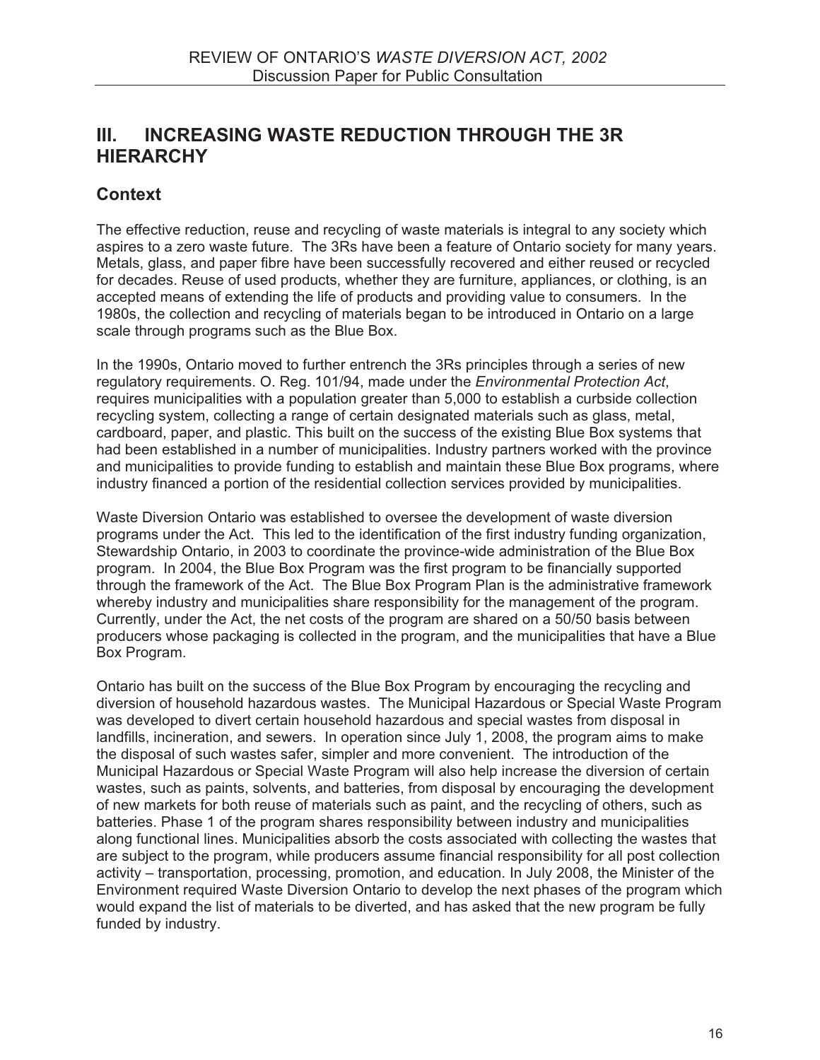## III. INCREASING WASTE REDUCTION THROUGH THE 3R HIERARCHY

### Context

The effective reduction, reuse and recycling of waste materials is integral to any society which aspires to a zero waste future. The 3Rs have been a feature of Ontario society for many years. Metals, glass, and paper fibre have been successfully recovered and either reused or recycled for decades. Reuse of used products, whether they are furniture, appliances, or clothing, is an accepted means of extending the life of products and providing value to consumers. In the 1980s, the collection and recycling of materials began to be introduced in Ontario on a large scale through programs such as the Blue Box.

In the 1990s, Ontario moved to further entrench the 3Rs principles through a series of new regulatory requirements. O. Reg. 101/94, made under the *Environmental Protection Act*, requires municipalities with a population greater than 5,000 to establish a curbside collection recycling system, collecting a range of certain designated materials such as glass, metal, cardboard, paper, and plastic. This built on the success of the existing Blue Box systems that had been established in a number of municipalities. Industry partners worked with the province and municipalities to provide funding to establish and maintain these Blue Box programs, where industry financed a portion of the residential collection services provided by municipalities.

Waste Diversion Ontario was established to oversee the development of waste diversion programs under the Act. This led to the identification of the first industry funding organization, Stewardship Ontario, in 2003 to coordinate the province-wide administration of the Blue Box program. In 2004, the Blue Box Program was the first program to be financially supported through the framework of the Act. The Blue Box Program Plan is the administrative framework whereby industry and municipalities share responsibility for the management of the program. Currently, under the Act, the net costs of the program are shared on a 50/50 basis between producers whose packaging is collected in the program, and the municipalities that have a Blue Box Program.

Ontario has built on the success of the Blue Box Program by encouraging the recycling and diversion of household hazardous wastes. The Municipal Hazardous or Special Waste Program was developed to divert certain household hazardous and special wastes from disposal in landfills, incineration, and sewers. In operation since July 1, 2008, the program aims to make the disposal of such wastes safer, simpler and more convenient. The introduction of the Municipal Hazardous or Special Waste Program will also help increase the diversion of certain wastes, such as paints, solvents, and batteries, from disposal by encouraging the development of new markets for both reuse of materials such as paint, and the recycling of others, such as batteries. Phase 1 of the program shares responsibility between industry and municipalities along functional lines. Municipalities absorb the costs associated with collecting the wastes that are subject to the program, while producers assume financial responsibility for all post collection activity – transportation, processing, promotion, and education. In July 2008, the Minister of the Environment required Waste Diversion Ontario to develop the next phases of the program which would expand the list of materials to be diverted, and has asked that the new program be fully funded by industry.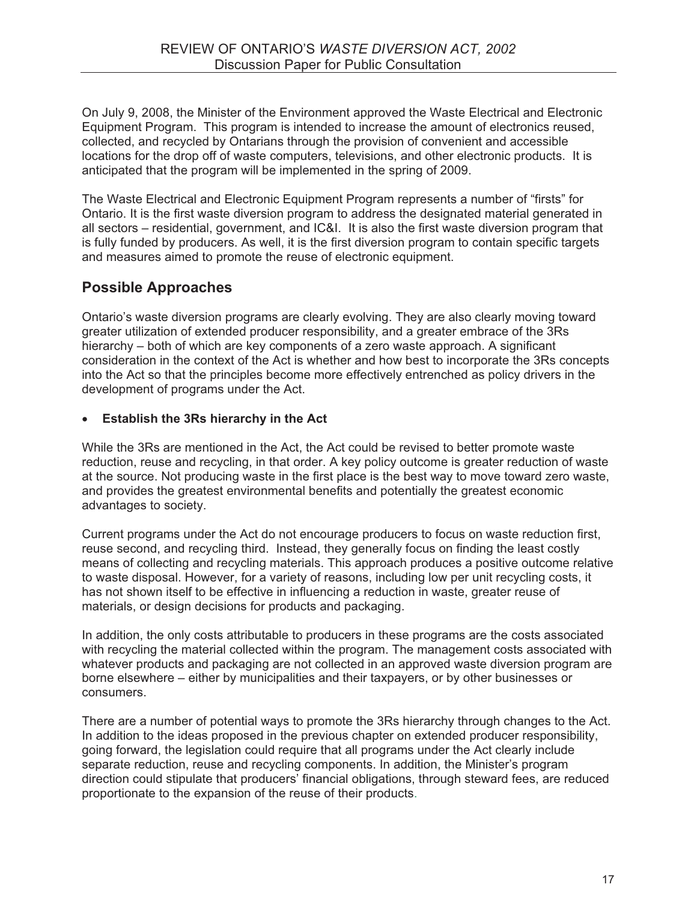On July 9, 2008, the Minister of the Environment approved the Waste Electrical and Electronic Equipment Program. This program is intended to increase the amount of electronics reused, collected, and recycled by Ontarians through the provision of convenient and accessible locations for the drop off of waste computers, televisions, and other electronic products. It is anticipated that the program will be implemented in the spring of 2009.

The Waste Electrical and Electronic Equipment Program represents a number of "firsts" for Ontario. It is the first waste diversion program to address the designated material generated in all sectors – residential, government, and IC&I. It is also the first waste diversion program that is fully funded by producers. As well, it is the first diversion program to contain specific targets and measures aimed to promote the reuse of electronic equipment.

## Possible Approaches

Ontario's waste diversion programs are clearly evolving. They are also clearly moving toward greater utilization of extended producer responsibility, and a greater embrace of the 3Rs hierarchy – both of which are key components of a zero waste approach. A significant consideration in the context of the Act is whether and how best to incorporate the 3Rs concepts into the Act so that the principles become more effectively entrenched as policy drivers in the development of programs under the Act.

- **Establish the 3Rs hierarchy in the Act**

While the 3Rs are mentioned in the Act, the Act could be revised to better promote waste reduction, reuse and recycling, in that order. A key policy outcome is greater reduction of waste at the source. Not producing waste in the first place is the best way to move toward zero waste, and provides the greatest environmental benefits and potentially the greatest economic advantages to society.

Current programs under the Act do not encourage producers to focus on waste reduction first, reuse second, and recycling third. Instead, they generally focus on finding the least costly means of collecting and recycling materials. This approach produces a positive outcome relative to waste disposal. However, for a variety of reasons, including low per unit recycling costs, it has not shown itself to be effective in influencing a reduction in waste, greater reuse of materials, or design decisions for products and packaging.

In addition, the only costs attributable to producers in these programs are the costs associated with recycling the material collected within the program. The management costs associated with whatever products and packaging are not collected in an approved waste diversion program are borne elsewhere – either by municipalities and their taxpayers, or by other businesses or consumers.

There are a number of potential ways to promote the 3Rs hierarchy through changes to the Act. In addition to the ideas proposed in the previous chapter on extended producer responsibility, going forward, the legislation could require that all programs under the Act clearly include separate reduction, reuse and recycling components. In addition, the Minister's program direction could stipulate that producers' financial obligations, through steward fees, are reduced proportionate to the expansion of the reuse of their products.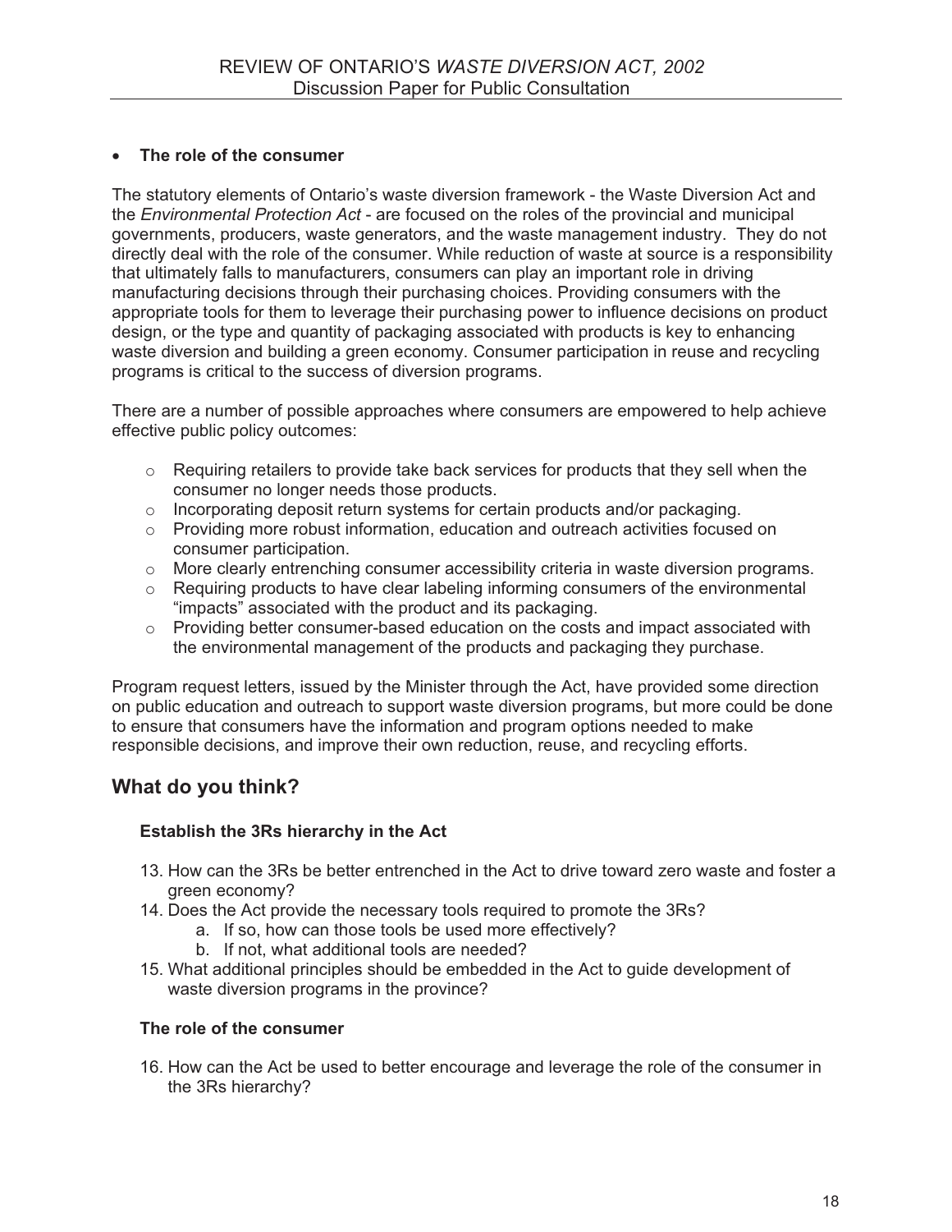- **The role of the consumer**

The statutory elements of Ontario's waste diversion framework - the Waste Diversion Act and the *Environmental Protection Act* - are focused on the roles of the provincial and municipal governments, producers, waste generators, and the waste management industry. They do not directly deal with the role of the consumer. While reduction of waste at source is a responsibility that ultimately falls to manufacturers, consumers can play an important role in driving manufacturing decisions through their purchasing choices. Providing consumers with the appropriate tools for them to leverage their purchasing power to influence decisions on product design, or the type and quantity of packaging associated with products is key to enhancing waste diversion and building a green economy. Consumer participation in reuse and recycling programs is critical to the success of diversion programs.

There are a number of possible approaches where consumers are empowered to help achieve effective public policy outcomes:

- Requiring retailers to provide take back services for products that they sell when the consumer no longer needs those products.
- Incorporating deposit return systems for certain products and/or packaging.
- Providing more robust information, education and outreach activities focused on consumer participation.
- More clearly entrenching consumer accessibility criteria in waste diversion programs.
- Requiring products to have clear labeling informing consumers of the environmental "impacts" associated with the product and its packaging.
- Providing better consumer-based education on the costs and impact associated with the environmental management of the products and packaging they purchase.

Program request letters, issued by the Minister through the Act, have provided some direction on public education and outreach to support waste diversion programs, but more could be done to ensure that consumers have the information and program options needed to make responsible decisions, and improve their own reduction, reuse, and recycling efforts.

## What do you think?

**Establish the 3Rs hierarchy in the Act**

13. How can the 3Rs be better entrenched in the Act to drive toward zero waste and foster a green economy?
14. Does the Act provide the necessary tools required to promote the 3Rs?
    a. If so, how can those tools be used more effectively?
    b. If not, what additional tools are needed?
15. What additional principles should be embedded in the Act to guide development of waste diversion programs in the province?

**The role of the consumer**

16. How can the Act be used to better encourage and leverage the role of the consumer in the 3Rs hierarchy?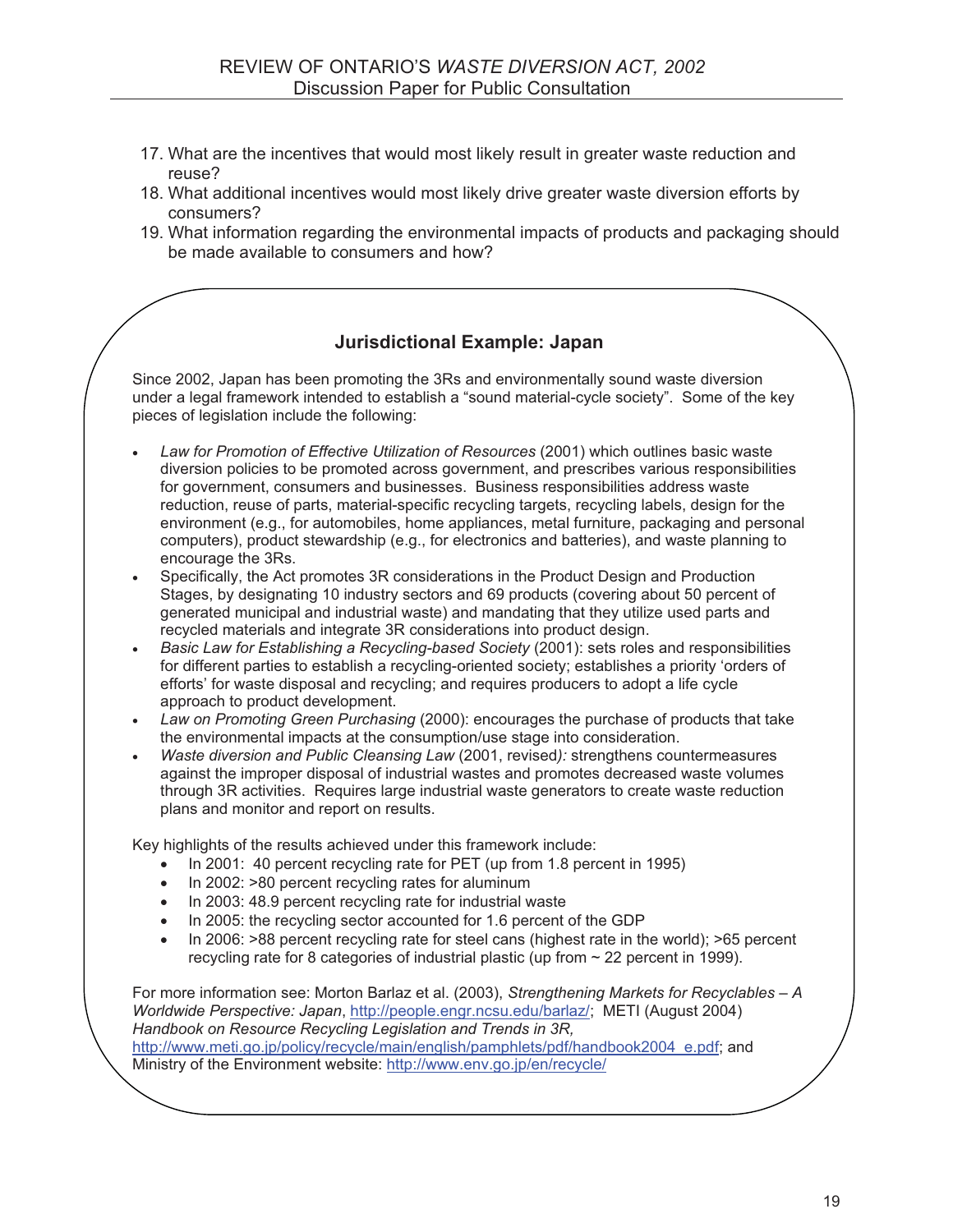17. What are the incentives that would most likely result in greater waste reduction and reuse?
18. What additional incentives would most likely drive greater waste diversion efforts by consumers?
19. What information regarding the environmental impacts of products and packaging should be made available to consumers and how?

### Jurisdictional Example: Japan

Since 2002, Japan has been promoting the 3Rs and environmentally sound waste diversion under a legal framework intended to establish a "sound material-cycle society". Some of the key pieces of legislation include the following:

- *Law for Promotion of Effective Utilization of Resources* (2001) which outlines basic waste diversion policies to be promoted across government, and prescribes various responsibilities for government, consumers and businesses. Business responsibilities address waste reduction, reuse of parts, material-specific recycling targets, recycling labels, design for the environment (e.g., for automobiles, home appliances, metal furniture, packaging and personal computers), product stewardship (e.g., for electronics and batteries), and waste planning to encourage the 3Rs.
- Specifically, the Act promotes 3R considerations in the Product Design and Production Stages, by designating 10 industry sectors and 69 products (covering about 50 percent of generated municipal and industrial waste) and mandating that they utilize used parts and recycled materials and integrate 3R considerations into product design.
- *Basic Law for Establishing a Recycling-based Society* (2001): sets roles and responsibilities for different parties to establish a recycling-oriented society; establishes a priority 'orders of efforts' for waste disposal and recycling; and requires producers to adopt a life cycle approach to product development.
- *Law on Promoting Green Purchasing* (2000): encourages the purchase of products that take the environmental impacts at the consumption/use stage into consideration.
- *Waste diversion and Public Cleansing Law* (2001, revised*):* strengthens countermeasures against the improper disposal of industrial wastes and promotes decreased waste volumes through 3R activities. Requires large industrial waste generators to create waste reduction plans and monitor and report on results.

Key highlights of the results achieved under this framework include:

- In 2001: 40 percent recycling rate for PET (up from 1.8 percent in 1995)
- In 2002: >80 percent recycling rates for aluminum
- In 2003: 48.9 percent recycling rate for industrial waste
- In 2005: the recycling sector accounted for 1.6 percent of the GDP
- In 2006: >88 percent recycling rate for steel cans (highest rate in the world); >65 percent recycling rate for 8 categories of industrial plastic (up from ~ 22 percent in 1999).

For more information see: Morton Barlaz et al. (2003), *Strengthening Markets for Recyclables – A Worldwide Perspective: Japan*, http://people.engr.ncsu.edu/barlaz/; METI (August 2004) *Handbook on Resource Recycling Legislation and Trends in 3R,* http://www.meti.go.jp/policy/recycle/main/english/pamphlets/pdf/handbook2004_e.pdf; and Ministry of the Environment website: http://www.env.go.jp/en/recycle/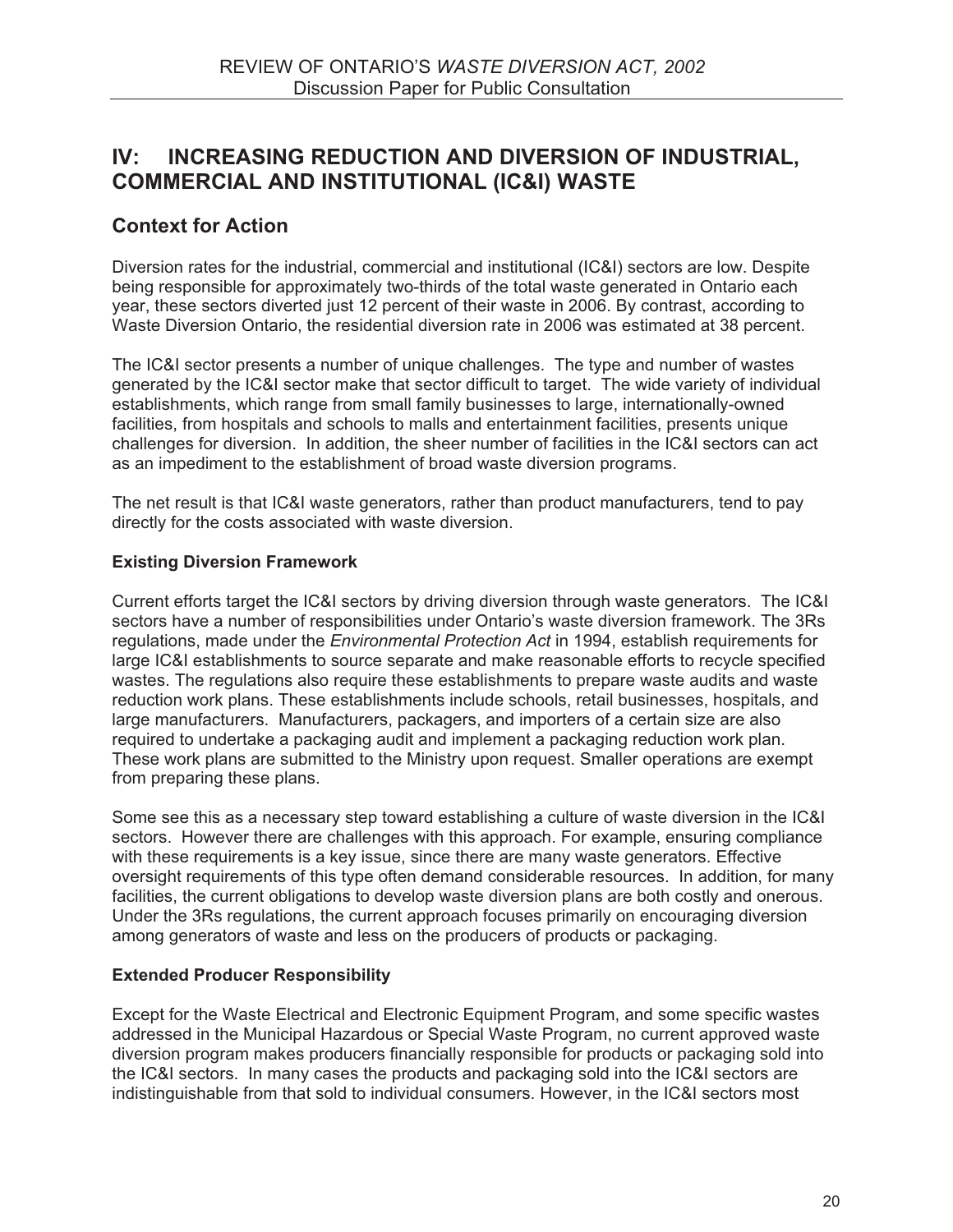## IV: INCREASING REDUCTION AND DIVERSION OF INDUSTRIAL, COMMERCIAL AND INSTITUTIONAL (IC&I) WASTE

### Context for Action

Diversion rates for the industrial, commercial and institutional (IC&I) sectors are low. Despite being responsible for approximately two-thirds of the total waste generated in Ontario each year, these sectors diverted just 12 percent of their waste in 2006. By contrast, according to Waste Diversion Ontario, the residential diversion rate in 2006 was estimated at 38 percent.

The IC&I sector presents a number of unique challenges. The type and number of wastes generated by the IC&I sector make that sector difficult to target. The wide variety of individual establishments, which range from small family businesses to large, internationally-owned facilities, from hospitals and schools to malls and entertainment facilities, presents unique challenges for diversion. In addition, the sheer number of facilities in the IC&I sectors can act as an impediment to the establishment of broad waste diversion programs.

The net result is that IC&I waste generators, rather than product manufacturers, tend to pay directly for the costs associated with waste diversion.

#### Existing Diversion Framework

Current efforts target the IC&I sectors by driving diversion through waste generators. The IC&I sectors have a number of responsibilities under Ontario's waste diversion framework. The 3Rs regulations, made under the *Environmental Protection Act* in 1994, establish requirements for large IC&I establishments to source separate and make reasonable efforts to recycle specified wastes. The regulations also require these establishments to prepare waste audits and waste reduction work plans. These establishments include schools, retail businesses, hospitals, and large manufacturers. Manufacturers, packagers, and importers of a certain size are also required to undertake a packaging audit and implement a packaging reduction work plan. These work plans are submitted to the Ministry upon request. Smaller operations are exempt from preparing these plans.

Some see this as a necessary step toward establishing a culture of waste diversion in the IC&I sectors. However there are challenges with this approach. For example, ensuring compliance with these requirements is a key issue, since there are many waste generators. Effective oversight requirements of this type often demand considerable resources. In addition, for many facilities, the current obligations to develop waste diversion plans are both costly and onerous. Under the 3Rs regulations, the current approach focuses primarily on encouraging diversion among generators of waste and less on the producers of products or packaging.

#### Extended Producer Responsibility

Except for the Waste Electrical and Electronic Equipment Program, and some specific wastes addressed in the Municipal Hazardous or Special Waste Program, no current approved waste diversion program makes producers financially responsible for products or packaging sold into the IC&I sectors. In many cases the products and packaging sold into the IC&I sectors are indistinguishable from that sold to individual consumers. However, in the IC&I sectors most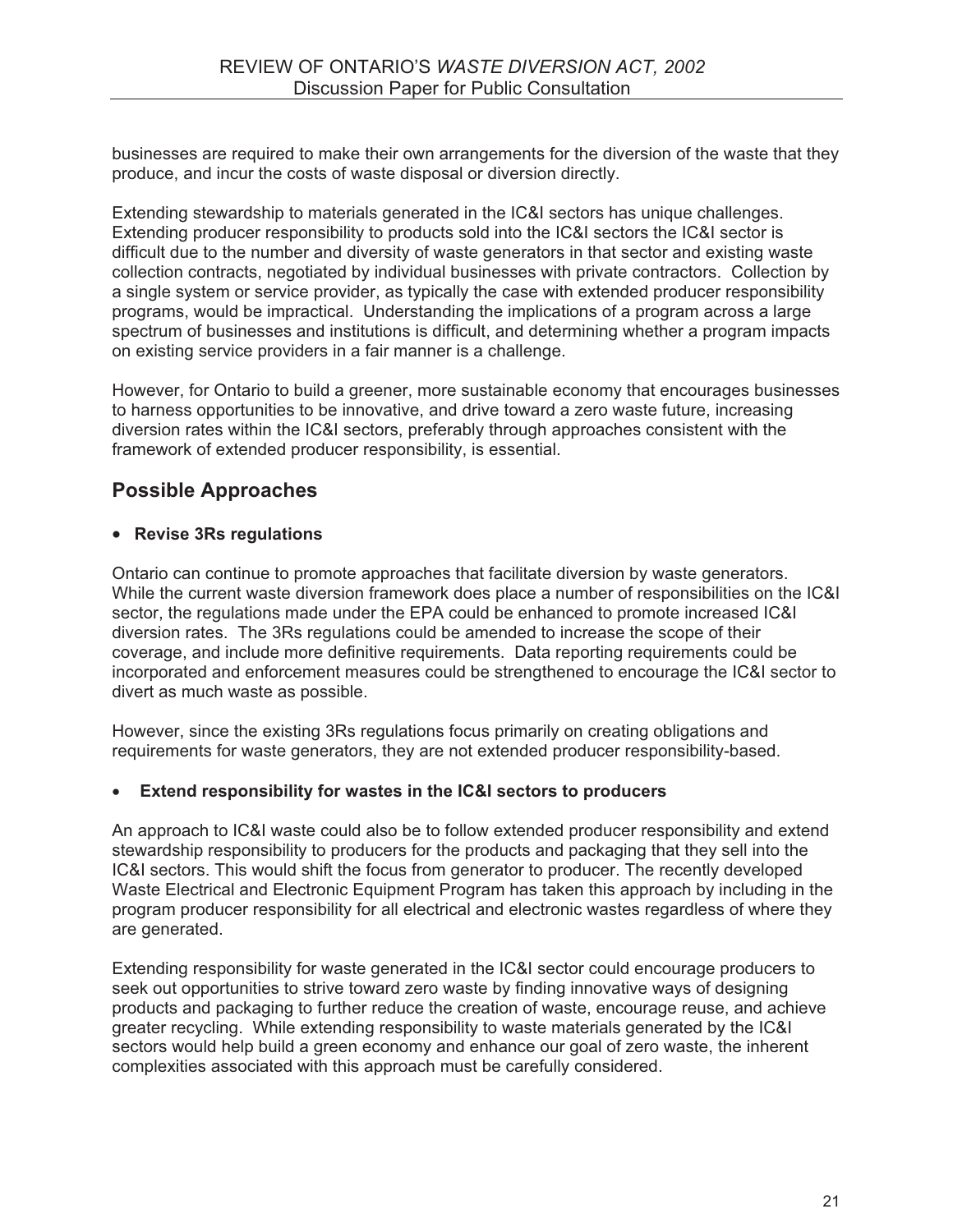businesses are required to make their own arrangements for the diversion of the waste that they produce, and incur the costs of waste disposal or diversion directly.

Extending stewardship to materials generated in the IC&I sectors has unique challenges. Extending producer responsibility to products sold into the IC&I sectors the IC&I sector is difficult due to the number and diversity of waste generators in that sector and existing waste collection contracts, negotiated by individual businesses with private contractors. Collection by a single system or service provider, as typically the case with extended producer responsibility programs, would be impractical. Understanding the implications of a program across a large spectrum of businesses and institutions is difficult, and determining whether a program impacts on existing service providers in a fair manner is a challenge.

However, for Ontario to build a greener, more sustainable economy that encourages businesses to harness opportunities to be innovative, and drive toward a zero waste future, increasing diversion rates within the IC&I sectors, preferably through approaches consistent with the framework of extended producer responsibility, is essential.

## Possible Approaches

- **Revise 3Rs regulations**

Ontario can continue to promote approaches that facilitate diversion by waste generators. While the current waste diversion framework does place a number of responsibilities on the IC&I sector, the regulations made under the EPA could be enhanced to promote increased IC&I diversion rates. The 3Rs regulations could be amended to increase the scope of their coverage, and include more definitive requirements. Data reporting requirements could be incorporated and enforcement measures could be strengthened to encourage the IC&I sector to divert as much waste as possible.

However, since the existing 3Rs regulations focus primarily on creating obligations and requirements for waste generators, they are not extended producer responsibility-based.

- **Extend responsibility for wastes in the IC&I sectors to producers**

An approach to IC&I waste could also be to follow extended producer responsibility and extend stewardship responsibility to producers for the products and packaging that they sell into the IC&I sectors. This would shift the focus from generator to producer. The recently developed Waste Electrical and Electronic Equipment Program has taken this approach by including in the program producer responsibility for all electrical and electronic wastes regardless of where they are generated.

Extending responsibility for waste generated in the IC&I sector could encourage producers to seek out opportunities to strive toward zero waste by finding innovative ways of designing products and packaging to further reduce the creation of waste, encourage reuse, and achieve greater recycling. While extending responsibility to waste materials generated by the IC&I sectors would help build a green economy and enhance our goal of zero waste, the inherent complexities associated with this approach must be carefully considered.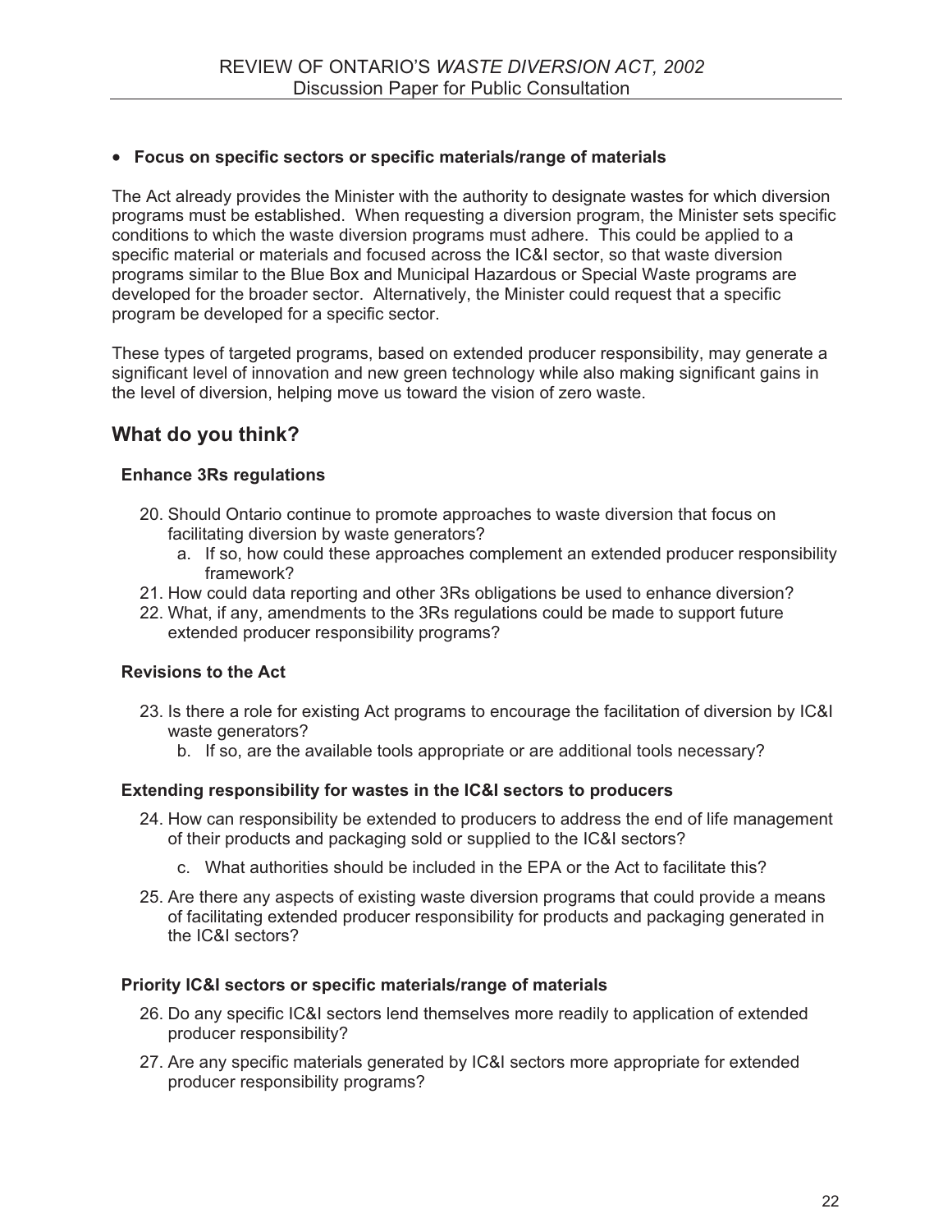- **Focus on specific sectors or specific materials/range of materials**

The Act already provides the Minister with the authority to designate wastes for which diversion programs must be established. When requesting a diversion program, the Minister sets specific conditions to which the waste diversion programs must adhere. This could be applied to a specific material or materials and focused across the IC&I sector, so that waste diversion programs similar to the Blue Box and Municipal Hazardous or Special Waste programs are developed for the broader sector. Alternatively, the Minister could request that a specific program be developed for a specific sector.

These types of targeted programs, based on extended producer responsibility, may generate a significant level of innovation and new green technology while also making significant gains in the level of diversion, helping move us toward the vision of zero waste.

## What do you think?

#### Enhance 3Rs regulations

20. Should Ontario continue to promote approaches to waste diversion that focus on facilitating diversion by waste generators?
    a. If so, how could these approaches complement an extended producer responsibility framework?
21. How could data reporting and other 3Rs obligations be used to enhance diversion?
22. What, if any, amendments to the 3Rs regulations could be made to support future extended producer responsibility programs?

#### Revisions to the Act

23. Is there a role for existing Act programs to encourage the facilitation of diversion by IC&I waste generators?
    b. If so, are the available tools appropriate or are additional tools necessary?

#### Extending responsibility for wastes in the IC&I sectors to producers

24. How can responsibility be extended to producers to address the end of life management of their products and packaging sold or supplied to the IC&I sectors?
    c. What authorities should be included in the EPA or the Act to facilitate this?
25. Are there any aspects of existing waste diversion programs that could provide a means of facilitating extended producer responsibility for products and packaging generated in the IC&I sectors?

#### Priority IC&I sectors or specific materials/range of materials

26. Do any specific IC&I sectors lend themselves more readily to application of extended producer responsibility?
27. Are any specific materials generated by IC&I sectors more appropriate for extended producer responsibility programs?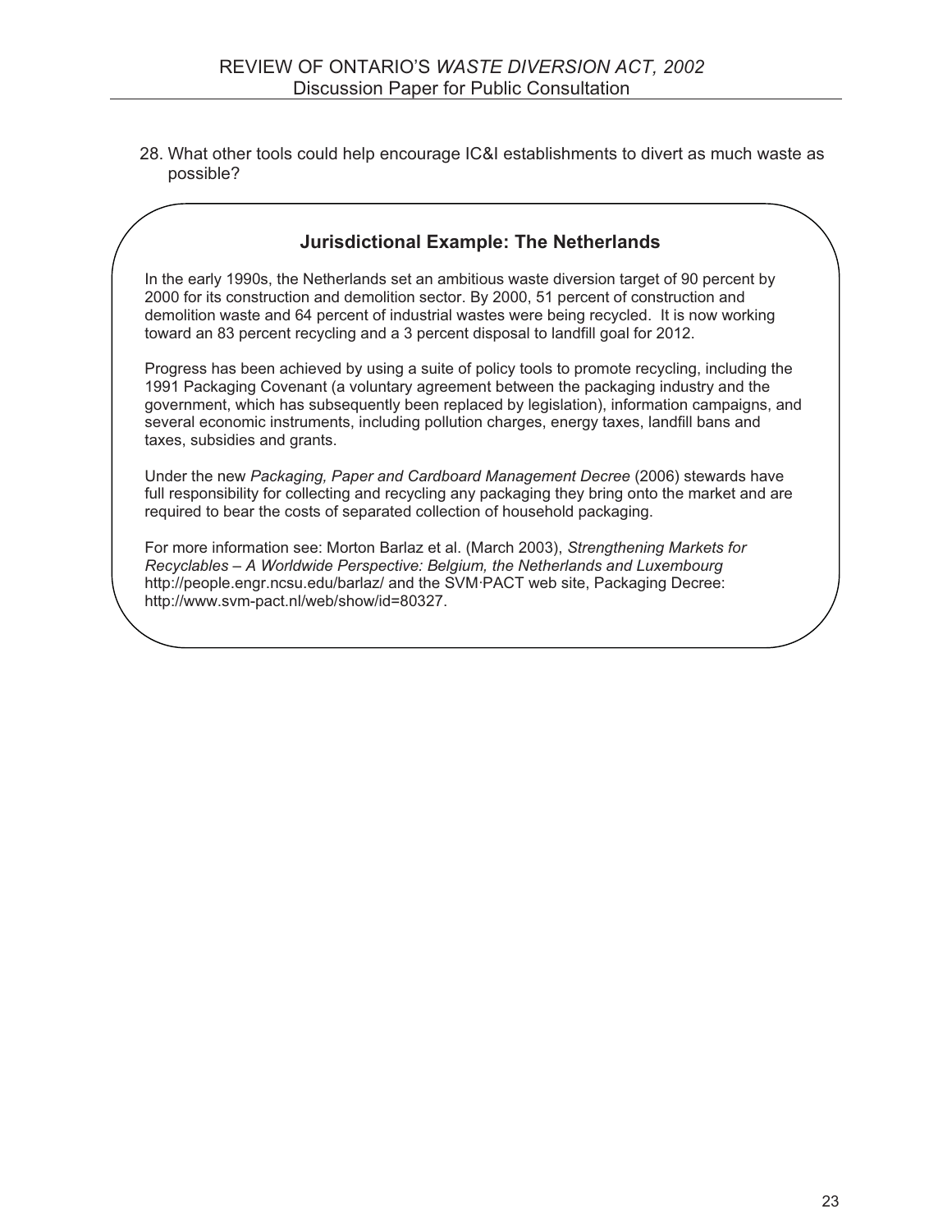28. What other tools could help encourage IC&I establishments to divert as much waste as possible?

### Jurisdictional Example: The Netherlands

In the early 1990s, the Netherlands set an ambitious waste diversion target of 90 percent by 2000 for its construction and demolition sector. By 2000, 51 percent of construction and demolition waste and 64 percent of industrial wastes were being recycled. It is now working toward an 83 percent recycling and a 3 percent disposal to landfill goal for 2012.

Progress has been achieved by using a suite of policy tools to promote recycling, including the 1991 Packaging Covenant (a voluntary agreement between the packaging industry and the government, which has subsequently been replaced by legislation), information campaigns, and several economic instruments, including pollution charges, energy taxes, landfill bans and taxes, subsidies and grants.

Under the new *Packaging, Paper and Cardboard Management Decree* (2006) stewards have full responsibility for collecting and recycling any packaging they bring onto the market and are required to bear the costs of separated collection of household packaging.

For more information see: Morton Barlaz et al. (March 2003), *Strengthening Markets for Recyclables – A Worldwide Perspective: Belgium, the Netherlands and Luxembourg* http://people.engr.ncsu.edu/barlaz/ and the SVM·PACT web site, Packaging Decree: http://www.svm-pact.nl/web/show/id=80327.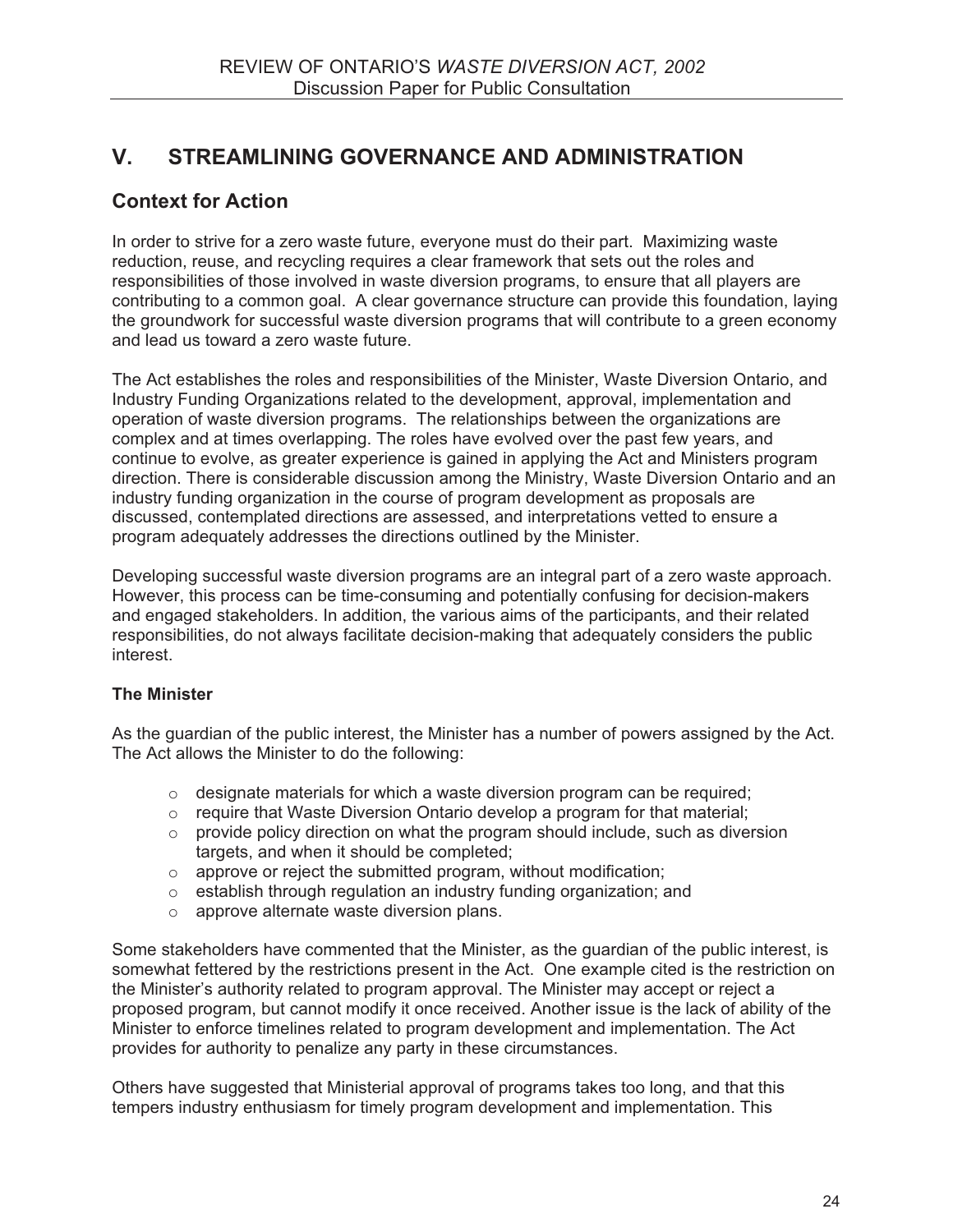## V. STREAMLINING GOVERNANCE AND ADMINISTRATION

### Context for Action

In order to strive for a zero waste future, everyone must do their part. Maximizing waste reduction, reuse, and recycling requires a clear framework that sets out the roles and responsibilities of those involved in waste diversion programs, to ensure that all players are contributing to a common goal. A clear governance structure can provide this foundation, laying the groundwork for successful waste diversion programs that will contribute to a green economy and lead us toward a zero waste future.

The Act establishes the roles and responsibilities of the Minister, Waste Diversion Ontario, and Industry Funding Organizations related to the development, approval, implementation and operation of waste diversion programs. The relationships between the organizations are complex and at times overlapping. The roles have evolved over the past few years, and continue to evolve, as greater experience is gained in applying the Act and Ministers program direction. There is considerable discussion among the Ministry, Waste Diversion Ontario and an industry funding organization in the course of program development as proposals are discussed, contemplated directions are assessed, and interpretations vetted to ensure a program adequately addresses the directions outlined by the Minister.

Developing successful waste diversion programs are an integral part of a zero waste approach. However, this process can be time-consuming and potentially confusing for decision-makers and engaged stakeholders. In addition, the various aims of the participants, and their related responsibilities, do not always facilitate decision-making that adequately considers the public interest.

**The Minister**

As the guardian of the public interest, the Minister has a number of powers assigned by the Act. The Act allows the Minister to do the following:

- designate materials for which a waste diversion program can be required;
- require that Waste Diversion Ontario develop a program for that material;
- provide policy direction on what the program should include, such as diversion targets, and when it should be completed;
- approve or reject the submitted program, without modification;
- establish through regulation an industry funding organization; and
- approve alternate waste diversion plans.

Some stakeholders have commented that the Minister, as the guardian of the public interest, is somewhat fettered by the restrictions present in the Act. One example cited is the restriction on the Minister's authority related to program approval. The Minister may accept or reject a proposed program, but cannot modify it once received. Another issue is the lack of ability of the Minister to enforce timelines related to program development and implementation. The Act provides for authority to penalize any party in these circumstances.

Others have suggested that Ministerial approval of programs takes too long, and that this tempers industry enthusiasm for timely program development and implementation. This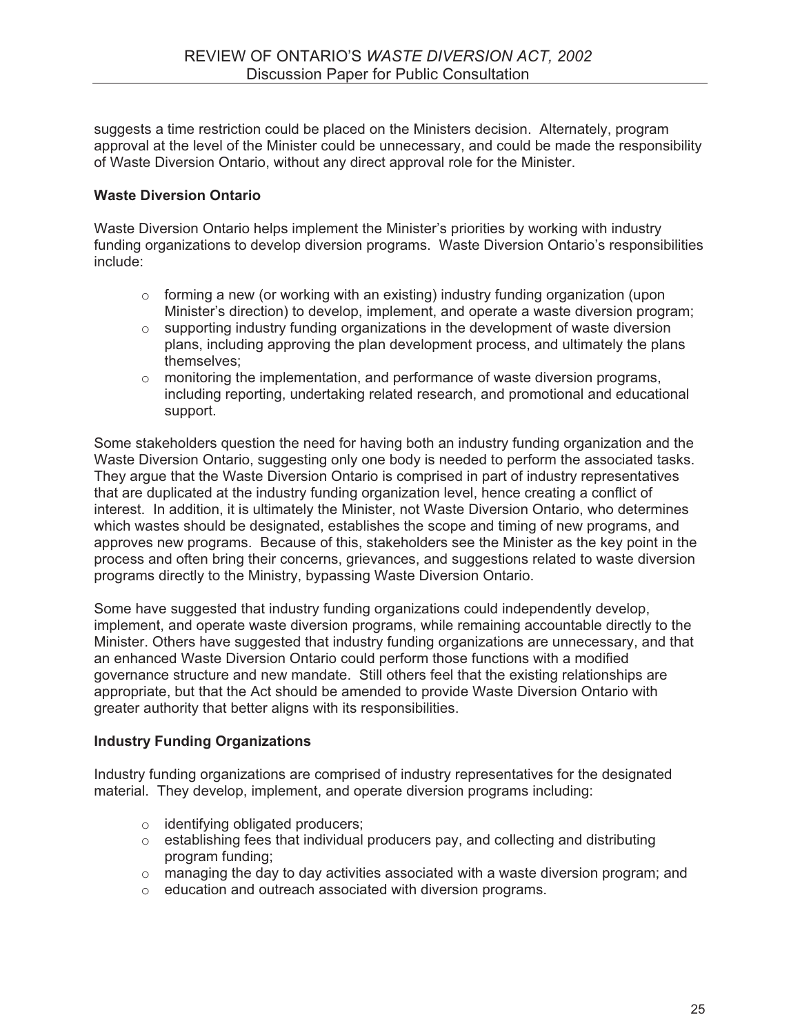suggests a time restriction could be placed on the Ministers decision. Alternately, program approval at the level of the Minister could be unnecessary, and could be made the responsibility of Waste Diversion Ontario, without any direct approval role for the Minister.

**Waste Diversion Ontario**

Waste Diversion Ontario helps implement the Minister's priorities by working with industry funding organizations to develop diversion programs. Waste Diversion Ontario's responsibilities include:

- forming a new (or working with an existing) industry funding organization (upon Minister's direction) to develop, implement, and operate a waste diversion program;
- supporting industry funding organizations in the development of waste diversion plans, including approving the plan development process, and ultimately the plans themselves;
- monitoring the implementation, and performance of waste diversion programs, including reporting, undertaking related research, and promotional and educational support.

Some stakeholders question the need for having both an industry funding organization and the Waste Diversion Ontario, suggesting only one body is needed to perform the associated tasks. They argue that the Waste Diversion Ontario is comprised in part of industry representatives that are duplicated at the industry funding organization level, hence creating a conflict of interest. In addition, it is ultimately the Minister, not Waste Diversion Ontario, who determines which wastes should be designated, establishes the scope and timing of new programs, and approves new programs. Because of this, stakeholders see the Minister as the key point in the process and often bring their concerns, grievances, and suggestions related to waste diversion programs directly to the Ministry, bypassing Waste Diversion Ontario.

Some have suggested that industry funding organizations could independently develop, implement, and operate waste diversion programs, while remaining accountable directly to the Minister. Others have suggested that industry funding organizations are unnecessary, and that an enhanced Waste Diversion Ontario could perform those functions with a modified governance structure and new mandate. Still others feel that the existing relationships are appropriate, but that the Act should be amended to provide Waste Diversion Ontario with greater authority that better aligns with its responsibilities.

**Industry Funding Organizations**

Industry funding organizations are comprised of industry representatives for the designated material. They develop, implement, and operate diversion programs including:

- identifying obligated producers;
- establishing fees that individual producers pay, and collecting and distributing program funding;
- managing the day to day activities associated with a waste diversion program; and
- education and outreach associated with diversion programs.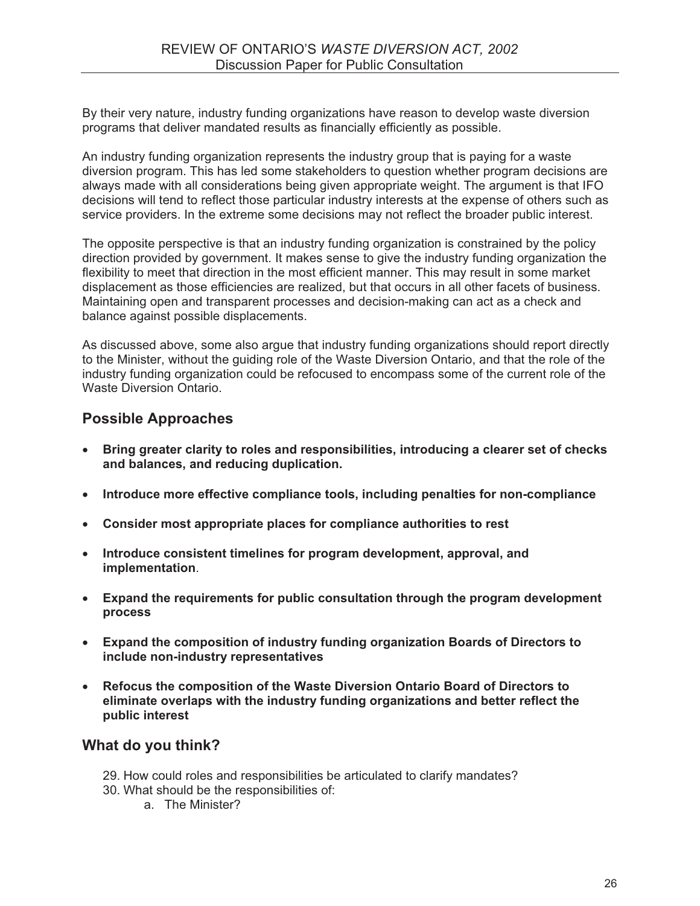By their very nature, industry funding organizations have reason to develop waste diversion programs that deliver mandated results as financially efficiently as possible.

An industry funding organization represents the industry group that is paying for a waste diversion program. This has led some stakeholders to question whether program decisions are always made with all considerations being given appropriate weight. The argument is that IFO decisions will tend to reflect those particular industry interests at the expense of others such as service providers. In the extreme some decisions may not reflect the broader public interest.

The opposite perspective is that an industry funding organization is constrained by the policy direction provided by government. It makes sense to give the industry funding organization the flexibility to meet that direction in the most efficient manner. This may result in some market displacement as those efficiencies are realized, but that occurs in all other facets of business. Maintaining open and transparent processes and decision-making can act as a check and balance against possible displacements.

As discussed above, some also argue that industry funding organizations should report directly to the Minister, without the guiding role of the Waste Diversion Ontario, and that the role of the industry funding organization could be refocused to encompass some of the current role of the Waste Diversion Ontario.

## Possible Approaches

- **Bring greater clarity to roles and responsibilities, introducing a clearer set of checks and balances, and reducing duplication.**
- **Introduce more effective compliance tools, including penalties for non-compliance**
- **Consider most appropriate places for compliance authorities to rest**
- **Introduce consistent timelines for program development, approval, and implementation**.
- **Expand the requirements for public consultation through the program development process**
- **Expand the composition of industry funding organization Boards of Directors to include non-industry representatives**
- **Refocus the composition of the Waste Diversion Ontario Board of Directors to eliminate overlaps with the industry funding organizations and better reflect the public interest**

## What do you think?

29. How could roles and responsibilities be articulated to clarify mandates?
30. What should be the responsibilities of:
    a. The Minister?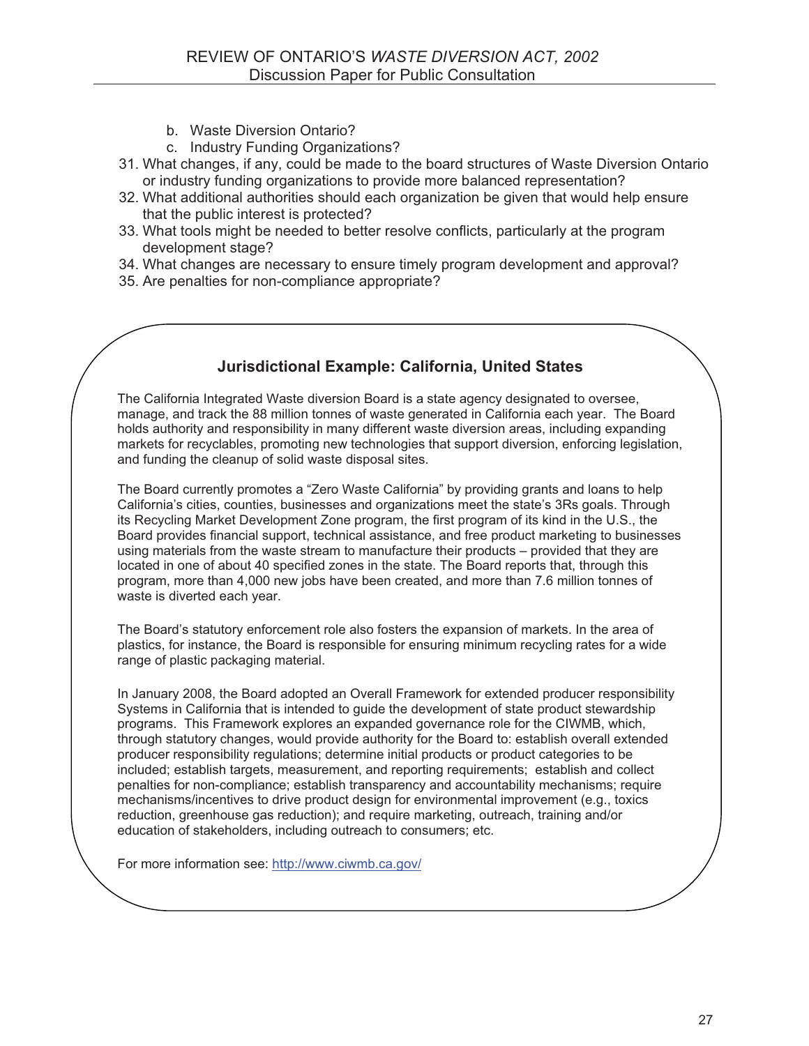b. Waste Diversion Ontario?
   c. Industry Funding Organizations?

31. What changes, if any, could be made to the board structures of Waste Diversion Ontario or industry funding organizations to provide more balanced representation?
32. What additional authorities should each organization be given that would help ensure that the public interest is protected?
33. What tools might be needed to better resolve conflicts, particularly at the program development stage?
34. What changes are necessary to ensure timely program development and approval?
35. Are penalties for non-compliance appropriate?

### Jurisdictional Example: California, United States

The California Integrated Waste diversion Board is a state agency designated to oversee, manage, and track the 88 million tonnes of waste generated in California each year. The Board holds authority and responsibility in many different waste diversion areas, including expanding markets for recyclables, promoting new technologies that support diversion, enforcing legislation, and funding the cleanup of solid waste disposal sites.

The Board currently promotes a "Zero Waste California" by providing grants and loans to help California's cities, counties, businesses and organizations meet the state's 3Rs goals. Through its Recycling Market Development Zone program, the first program of its kind in the U.S., the Board provides financial support, technical assistance, and free product marketing to businesses using materials from the waste stream to manufacture their products – provided that they are located in one of about 40 specified zones in the state. The Board reports that, through this program, more than 4,000 new jobs have been created, and more than 7.6 million tonnes of waste is diverted each year.

The Board's statutory enforcement role also fosters the expansion of markets. In the area of plastics, for instance, the Board is responsible for ensuring minimum recycling rates for a wide range of plastic packaging material.

In January 2008, the Board adopted an Overall Framework for extended producer responsibility Systems in California that is intended to guide the development of state product stewardship programs. This Framework explores an expanded governance role for the CIWMB, which, through statutory changes, would provide authority for the Board to: establish overall extended producer responsibility regulations; determine initial products or product categories to be included; establish targets, measurement, and reporting requirements; establish and collect penalties for non-compliance; establish transparency and accountability mechanisms; require mechanisms/incentives to drive product design for environmental improvement (e.g., toxics reduction, greenhouse gas reduction); and require marketing, outreach, training and/or education of stakeholders, including outreach to consumers; etc.

For more information see: http://www.ciwmb.ca.gov/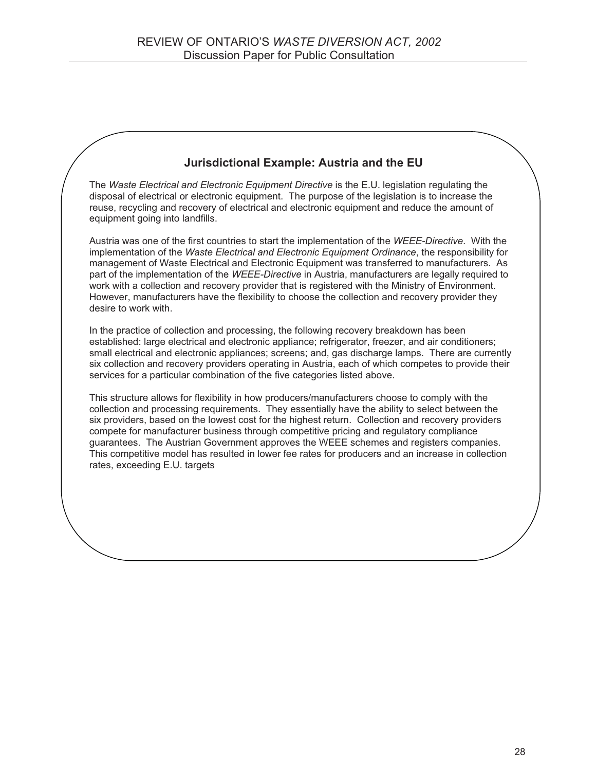### Jurisdictional Example: Austria and the EU

The *Waste Electrical and Electronic Equipment Directive* is the E.U. legislation regulating the disposal of electrical or electronic equipment. The purpose of the legislation is to increase the reuse, recycling and recovery of electrical and electronic equipment and reduce the amount of equipment going into landfills.

Austria was one of the first countries to start the implementation of the *WEEE-Directive*. With the implementation of the *Waste Electrical and Electronic Equipment Ordinance*, the responsibility for management of Waste Electrical and Electronic Equipment was transferred to manufacturers. As part of the implementation of the *WEEE-Directive* in Austria, manufacturers are legally required to work with a collection and recovery provider that is registered with the Ministry of Environment. However, manufacturers have the flexibility to choose the collection and recovery provider they desire to work with.

In the practice of collection and processing, the following recovery breakdown has been established: large electrical and electronic appliance; refrigerator, freezer, and air conditioners; small electrical and electronic appliances; screens; and, gas discharge lamps. There are currently six collection and recovery providers operating in Austria, each of which competes to provide their services for a particular combination of the five categories listed above.

This structure allows for flexibility in how producers/manufacturers choose to comply with the collection and processing requirements. They essentially have the ability to select between the six providers, based on the lowest cost for the highest return. Collection and recovery providers compete for manufacturer business through competitive pricing and regulatory compliance guarantees. The Austrian Government approves the WEEE schemes and registers companies. This competitive model has resulted in lower fee rates for producers and an increase in collection rates, exceeding E.U. targets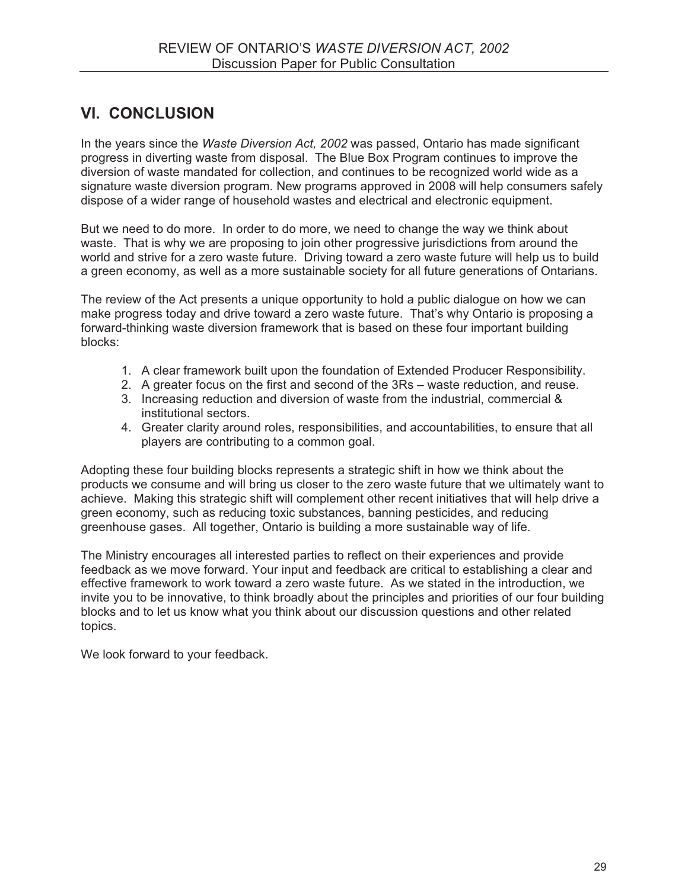## VI. CONCLUSION

In the years since the *Waste Diversion Act, 2002* was passed, Ontario has made significant progress in diverting waste from disposal. The Blue Box Program continues to improve the diversion of waste mandated for collection, and continues to be recognized world wide as a signature waste diversion program. New programs approved in 2008 will help consumers safely dispose of a wider range of household wastes and electrical and electronic equipment.

But we need to do more. In order to do more, we need to change the way we think about waste. That is why we are proposing to join other progressive jurisdictions from around the world and strive for a zero waste future. Driving toward a zero waste future will help us to build a green economy, as well as a more sustainable society for all future generations of Ontarians.

The review of the Act presents a unique opportunity to hold a public dialogue on how we can make progress today and drive toward a zero waste future. That's why Ontario is proposing a forward-thinking waste diversion framework that is based on these four important building blocks:

1. A clear framework built upon the foundation of Extended Producer Responsibility.
2. A greater focus on the first and second of the 3Rs – waste reduction, and reuse.
3. Increasing reduction and diversion of waste from the industrial, commercial & institutional sectors.
4. Greater clarity around roles, responsibilities, and accountabilities, to ensure that all players are contributing to a common goal.

Adopting these four building blocks represents a strategic shift in how we think about the products we consume and will bring us closer to the zero waste future that we ultimately want to achieve. Making this strategic shift will complement other recent initiatives that will help drive a green economy, such as reducing toxic substances, banning pesticides, and reducing greenhouse gases. All together, Ontario is building a more sustainable way of life.

The Ministry encourages all interested parties to reflect on their experiences and provide feedback as we move forward. Your input and feedback are critical to establishing a clear and effective framework to work toward a zero waste future. As we stated in the introduction, we invite you to be innovative, to think broadly about the principles and priorities of our four building blocks and to let us know what you think about our discussion questions and other related topics.

We look forward to your feedback.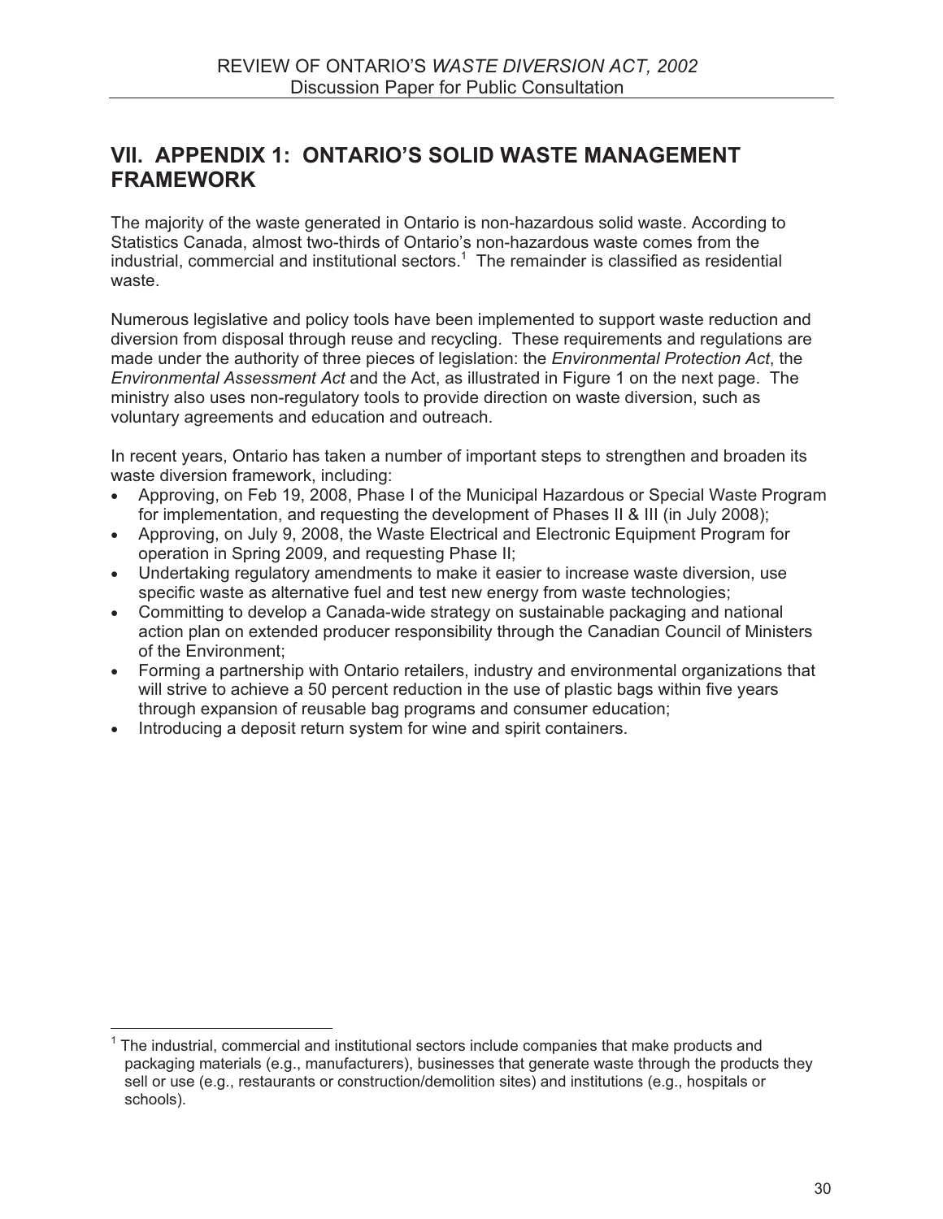## VII. APPENDIX 1: ONTARIO'S SOLID WASTE MANAGEMENT FRAMEWORK

The majority of the waste generated in Ontario is non-hazardous solid waste. According to Statistics Canada, almost two-thirds of Ontario's non-hazardous waste comes from the industrial, commercial and institutional sectors.[1] The remainder is classified as residential waste.

Numerous legislative and policy tools have been implemented to support waste reduction and diversion from disposal through reuse and recycling. These requirements and regulations are made under the authority of three pieces of legislation: the *Environmental Protection Act*, the *Environmental Assessment Act* and the Act, as illustrated in Figure 1 on the next page. The ministry also uses non-regulatory tools to provide direction on waste diversion, such as voluntary agreements and education and outreach.

In recent years, Ontario has taken a number of important steps to strengthen and broaden its waste diversion framework, including:

- Approving, on Feb 19, 2008, Phase I of the Municipal Hazardous or Special Waste Program for implementation, and requesting the development of Phases II & III (in July 2008);
- Approving, on July 9, 2008, the Waste Electrical and Electronic Equipment Program for operation in Spring 2009, and requesting Phase II;
- Undertaking regulatory amendments to make it easier to increase waste diversion, use specific waste as alternative fuel and test new energy from waste technologies;
- Committing to develop a Canada-wide strategy on sustainable packaging and national action plan on extended producer responsibility through the Canadian Council of Ministers of the Environment;
- Forming a partnership with Ontario retailers, industry and environmental organizations that will strive to achieve a 50 percent reduction in the use of plastic bags within five years through expansion of reusable bag programs and consumer education;
- Introducing a deposit return system for wine and spirit containers.

[1] The industrial, commercial and institutional sectors include companies that make products and packaging materials (e.g., manufacturers), businesses that generate waste through the products they sell or use (e.g., restaurants or construction/demolition sites) and institutions (e.g., hospitals or schools).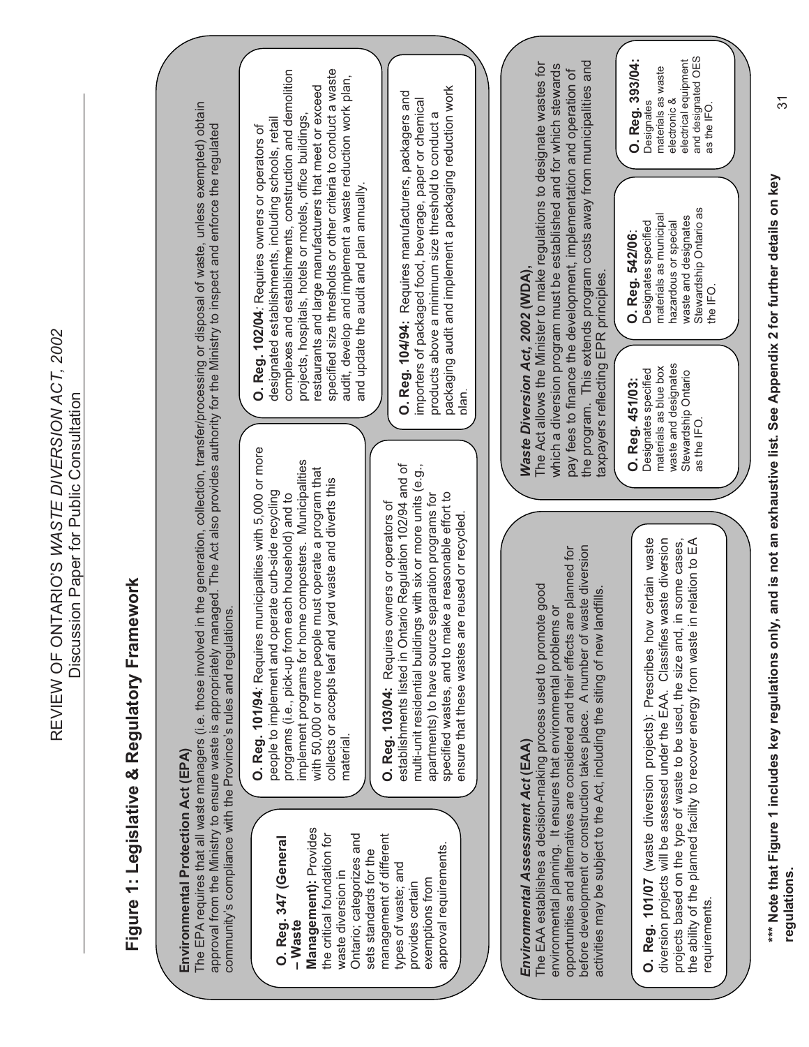# Figure 1: Legislative & Regulatory Framework

## Environmental Protection Act (EPA)

The EPA requires that all waste managers (i.e. those involved in the generation, collection, transfer/processing or disposal of waste, unless exempted) obtain approval from the Ministry to ensure waste is appropriately managed. The Act also provides authority for the Ministry to inspect and enforce the regulated community's compliance with the Province's rules and regulations.

**O. Reg. 347 (General – Waste Management)**: Provides the critical foundation for waste diversion in Ontario; categorizes and sets standards for the management of different types of waste; and provides certain exemptions from approval requirements.

**O. Reg. 101/94**: Requires municipalities with 5,000 or more people to implement and operate curb-side recycling programs (i.e., pick-up from each household) and to implement programs for home composters. Municipalities with 50,000 or more people must operate a program that collects or accepts leaf and yard waste and diverts this material.

**O. Reg. 102/04**: Requires owners or operators of designated establishments, including schools, retail complexes and establishments, construction and demolition projects, hospitals, hotels or motels, office buildings, restaurants and large manufacturers that meet or exceed specified size thresholds or other criteria to conduct a waste audit, develop and implement a waste reduction work plan, and update the audit and plan annually.

**O. Reg. 103/04**: Requires owners or operators of establishments listed in Ontario Regulation 102/94 and of multi-unit residential buildings with six or more units (e.g., apartments) to have source separation programs for specified wastes, and to make a reasonable effort to ensure that these wastes are reused or recycled.

**O. Reg. 104/94**: Requires manufacturers, packagers and importers of packaged food, beverage, paper or chemical products above a minimum size threshold to conduct a packaging audit and implement a packaging reduction work plan.

## *Environmental Assessment Act* (EAA)

The EAA establishes a decision-making process used to promote good environmental planning. It ensures that environmental problems or opportunities and alternatives are considered and their effects are planned for before development or construction takes place. A number of waste diversion activities may be subject to the Act, including the siting of new landfills.

**O. Reg. 101/07** (waste diversion projects): Prescribes how certain waste diversion projects will be assessed under the EAA. Classifies waste diversion projects based on the type of waste to be used, the size and, in some cases, the ability of the planned facility to recover energy from waste in relation to EA requirements.

## *Waste Diversion Act, 2002* (WDA),

The Act allows the Minister to make regulations to designate wastes for which a diversion program must be established and for which stewards pay fees to finance the development, implementation and operation of the program. This extends program costs away from municipalities and taxpayers reflecting EPR principles.

**O. Reg. 451/03**: Designates specified materials as blue box waste and designates Stewardship Ontario as the IFO.

**O. Reg. 542/06**: Designates specified materials as municipal hazardous or special waste and designates Stewardship Ontario as the IFO.

**O. Reg. 393/04**: Designates materials as waste electronic & electrical equipment and designated OES as the IFO.

**\*\*\* Note that Figure 1 includes key regulations only, and is not an exhaustive list. See Appendix 2 for further details on key regulations.**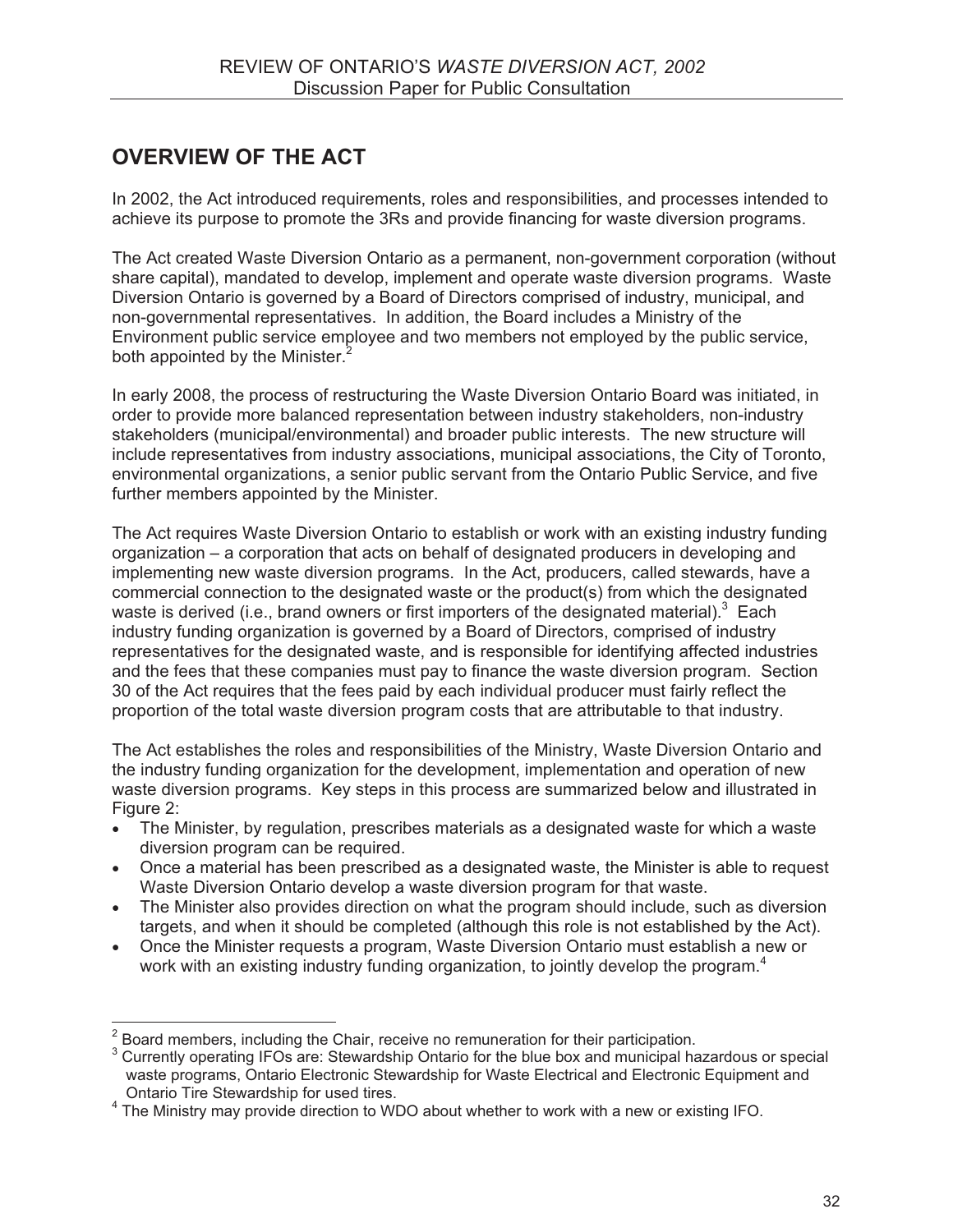## OVERVIEW OF THE ACT

In 2002, the Act introduced requirements, roles and responsibilities, and processes intended to achieve its purpose to promote the 3Rs and provide financing for waste diversion programs.

The Act created Waste Diversion Ontario as a permanent, non-government corporation (without share capital), mandated to develop, implement and operate waste diversion programs. Waste Diversion Ontario is governed by a Board of Directors comprised of industry, municipal, and non-governmental representatives. In addition, the Board includes a Ministry of the Environment public service employee and two members not employed by the public service, both appointed by the Minister.[2]

In early 2008, the process of restructuring the Waste Diversion Ontario Board was initiated, in order to provide more balanced representation between industry stakeholders, non-industry stakeholders (municipal/environmental) and broader public interests. The new structure will include representatives from industry associations, municipal associations, the City of Toronto, environmental organizations, a senior public servant from the Ontario Public Service, and five further members appointed by the Minister.

The Act requires Waste Diversion Ontario to establish or work with an existing industry funding organization – a corporation that acts on behalf of designated producers in developing and implementing new waste diversion programs. In the Act, producers, called stewards, have a commercial connection to the designated waste or the product(s) from which the designated waste is derived (i.e., brand owners or first importers of the designated material).[3] Each industry funding organization is governed by a Board of Directors, comprised of industry representatives for the designated waste, and is responsible for identifying affected industries and the fees that these companies must pay to finance the waste diversion program. Section 30 of the Act requires that the fees paid by each individual producer must fairly reflect the proportion of the total waste diversion program costs that are attributable to that industry.

The Act establishes the roles and responsibilities of the Ministry, Waste Diversion Ontario and the industry funding organization for the development, implementation and operation of new waste diversion programs. Key steps in this process are summarized below and illustrated in Figure 2:

- The Minister, by regulation, prescribes materials as a designated waste for which a waste diversion program can be required.
- Once a material has been prescribed as a designated waste, the Minister is able to request Waste Diversion Ontario develop a waste diversion program for that waste.
- The Minister also provides direction on what the program should include, such as diversion targets, and when it should be completed (although this role is not established by the Act).
- Once the Minister requests a program, Waste Diversion Ontario must establish a new or work with an existing industry funding organization, to jointly develop the program.[4]

---

[2] Board members, including the Chair, receive no remuneration for their participation.

[3] Currently operating IFOs are: Stewardship Ontario for the blue box and municipal hazardous or special waste programs, Ontario Electronic Stewardship for Waste Electrical and Electronic Equipment and Ontario Tire Stewardship for used tires.

[4] The Ministry may provide direction to WDO about whether to work with a new or existing IFO.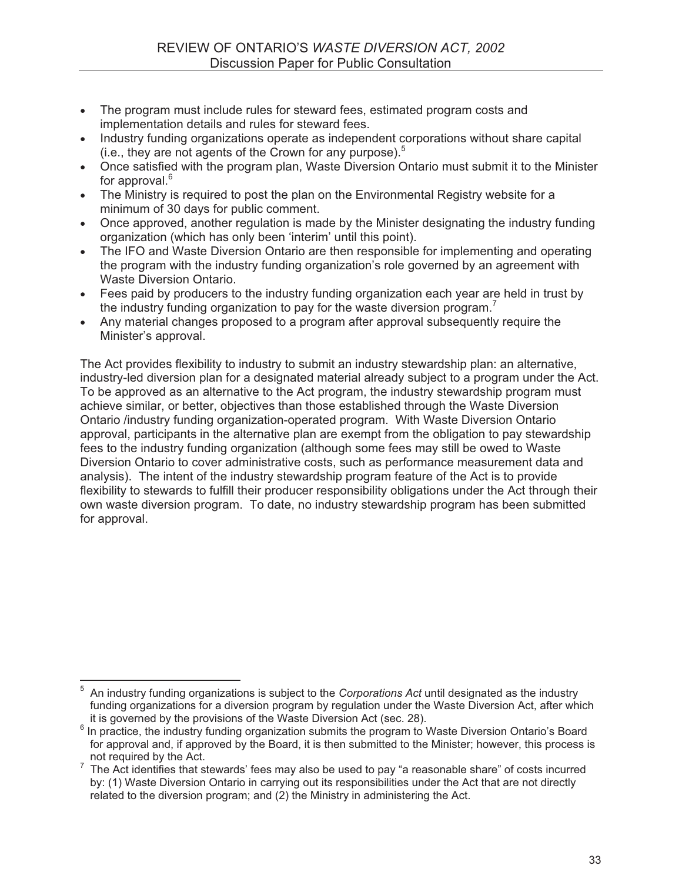- The program must include rules for steward fees, estimated program costs and implementation details and rules for steward fees.
- Industry funding organizations operate as independent corporations without share capital (i.e., they are not agents of the Crown for any purpose).[5]
- Once satisfied with the program plan, Waste Diversion Ontario must submit it to the Minister for approval.[6]
- The Ministry is required to post the plan on the Environmental Registry website for a minimum of 30 days for public comment.
- Once approved, another regulation is made by the Minister designating the industry funding organization (which has only been 'interim' until this point).
- The IFO and Waste Diversion Ontario are then responsible for implementing and operating the program with the industry funding organization's role governed by an agreement with Waste Diversion Ontario.
- Fees paid by producers to the industry funding organization each year are held in trust by the industry funding organization to pay for the waste diversion program.[7]
- Any material changes proposed to a program after approval subsequently require the Minister's approval.

The Act provides flexibility to industry to submit an industry stewardship plan: an alternative, industry-led diversion plan for a designated material already subject to a program under the Act. To be approved as an alternative to the Act program, the industry stewardship program must achieve similar, or better, objectives than those established through the Waste Diversion Ontario /industry funding organization-operated program. With Waste Diversion Ontario approval, participants in the alternative plan are exempt from the obligation to pay stewardship fees to the industry funding organization (although some fees may still be owed to Waste Diversion Ontario to cover administrative costs, such as performance measurement data and analysis). The intent of the industry stewardship program feature of the Act is to provide flexibility to stewards to fulfill their producer responsibility obligations under the Act through their own waste diversion program. To date, no industry stewardship program has been submitted for approval.

---

[5] An industry funding organizations is subject to the *Corporations Act* until designated as the industry funding organizations for a diversion program by regulation under the Waste Diversion Act, after which it is governed by the provisions of the Waste Diversion Act (sec. 28).

[6] In practice, the industry funding organization submits the program to Waste Diversion Ontario's Board for approval and, if approved by the Board, it is then submitted to the Minister; however, this process is not required by the Act.

[7] The Act identifies that stewards' fees may also be used to pay "a reasonable share" of costs incurred by: (1) Waste Diversion Ontario in carrying out its responsibilities under the Act that are not directly related to the diversion program; and (2) the Ministry in administering the Act.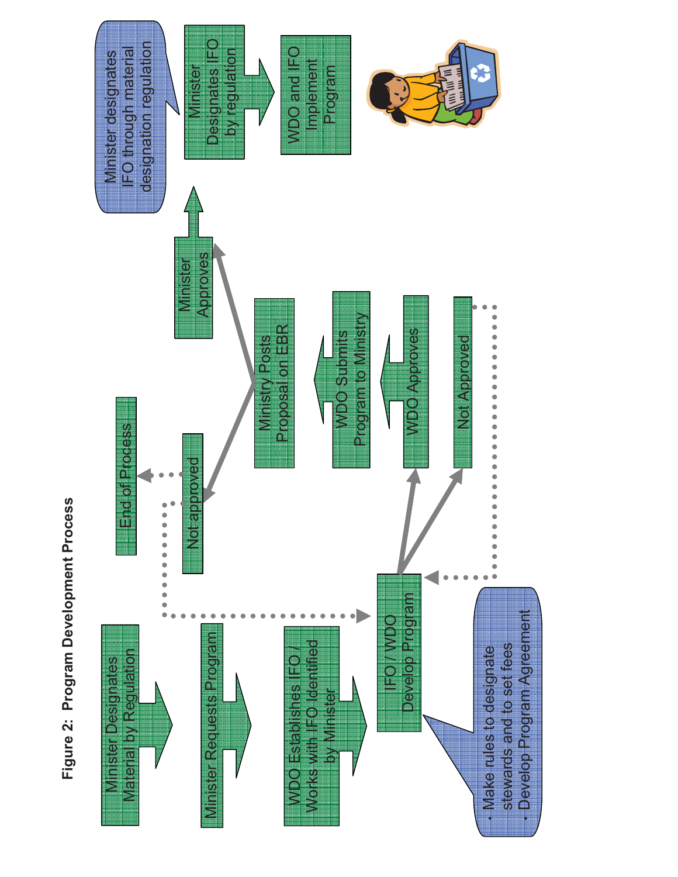**Figure 2: Program Development Process**

Minister Designates Material by Regulation

Minister Requests Program

WDO Establishes IFO / Works with IFO Identified by Minister

IFO / WDO Develop Program

- Make rules to designate stewards and to set fees
- Develop Program Agreement

WDO Approves

Not Approved

WDO Submits Program to Ministry

Ministry Posts Proposal on EBR

Not approved

End of Process

Minister Approves

Minister designates IFO through material designation regulation

Minister Designates IFO by regulation

WDO and IFO Implement Program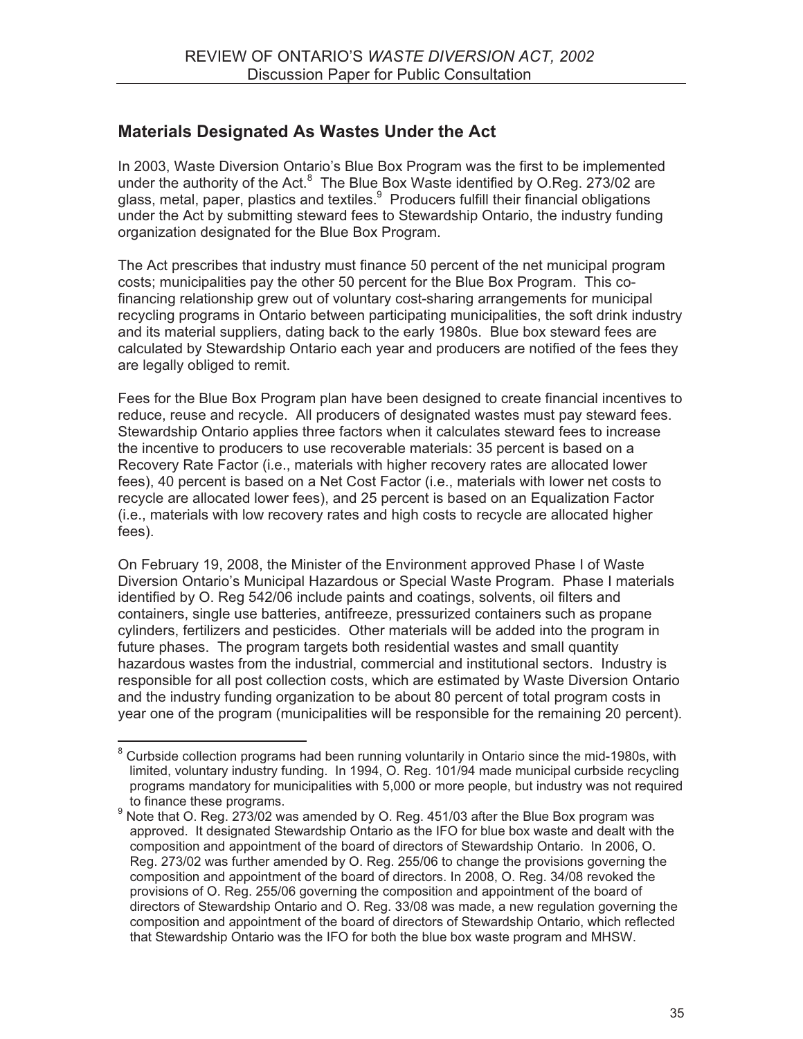## Materials Designated As Wastes Under the Act

In 2003, Waste Diversion Ontario's Blue Box Program was the first to be implemented under the authority of the Act.[8] The Blue Box Waste identified by O.Reg. 273/02 are glass, metal, paper, plastics and textiles.[9] Producers fulfill their financial obligations under the Act by submitting steward fees to Stewardship Ontario, the industry funding organization designated for the Blue Box Program.

The Act prescribes that industry must finance 50 percent of the net municipal program costs; municipalities pay the other 50 percent for the Blue Box Program. This co-financing relationship grew out of voluntary cost-sharing arrangements for municipal recycling programs in Ontario between participating municipalities, the soft drink industry and its material suppliers, dating back to the early 1980s. Blue box steward fees are calculated by Stewardship Ontario each year and producers are notified of the fees they are legally obliged to remit.

Fees for the Blue Box Program plan have been designed to create financial incentives to reduce, reuse and recycle. All producers of designated wastes must pay steward fees. Stewardship Ontario applies three factors when it calculates steward fees to increase the incentive to producers to use recoverable materials: 35 percent is based on a Recovery Rate Factor (i.e., materials with higher recovery rates are allocated lower fees), 40 percent is based on a Net Cost Factor (i.e., materials with lower net costs to recycle are allocated lower fees), and 25 percent is based on an Equalization Factor (i.e., materials with low recovery rates and high costs to recycle are allocated higher fees).

On February 19, 2008, the Minister of the Environment approved Phase I of Waste Diversion Ontario's Municipal Hazardous or Special Waste Program. Phase I materials identified by O. Reg 542/06 include paints and coatings, solvents, oil filters and containers, single use batteries, antifreeze, pressurized containers such as propane cylinders, fertilizers and pesticides. Other materials will be added into the program in future phases. The program targets both residential wastes and small quantity hazardous wastes from the industrial, commercial and institutional sectors. Industry is responsible for all post collection costs, which are estimated by Waste Diversion Ontario and the industry funding organization to be about 80 percent of total program costs in year one of the program (municipalities will be responsible for the remaining 20 percent).

---

[8] Curbside collection programs had been running voluntarily in Ontario since the mid-1980s, with limited, voluntary industry funding. In 1994, O. Reg. 101/94 made municipal curbside recycling programs mandatory for municipalities with 5,000 or more people, but industry was not required to finance these programs.

[9] Note that O. Reg. 273/02 was amended by O. Reg. 451/03 after the Blue Box program was approved. It designated Stewardship Ontario as the IFO for blue box waste and dealt with the composition and appointment of the board of directors of Stewardship Ontario. In 2006, O. Reg. 273/02 was further amended by O. Reg. 255/06 to change the provisions governing the composition and appointment of the board of directors. In 2008, O. Reg. 34/08 revoked the provisions of O. Reg. 255/06 governing the composition and appointment of the board of directors of Stewardship Ontario and O. Reg. 33/08 was made, a new regulation governing the composition and appointment of the board of directors of Stewardship Ontario, which reflected that Stewardship Ontario was the IFO for both the blue box waste program and MHSW.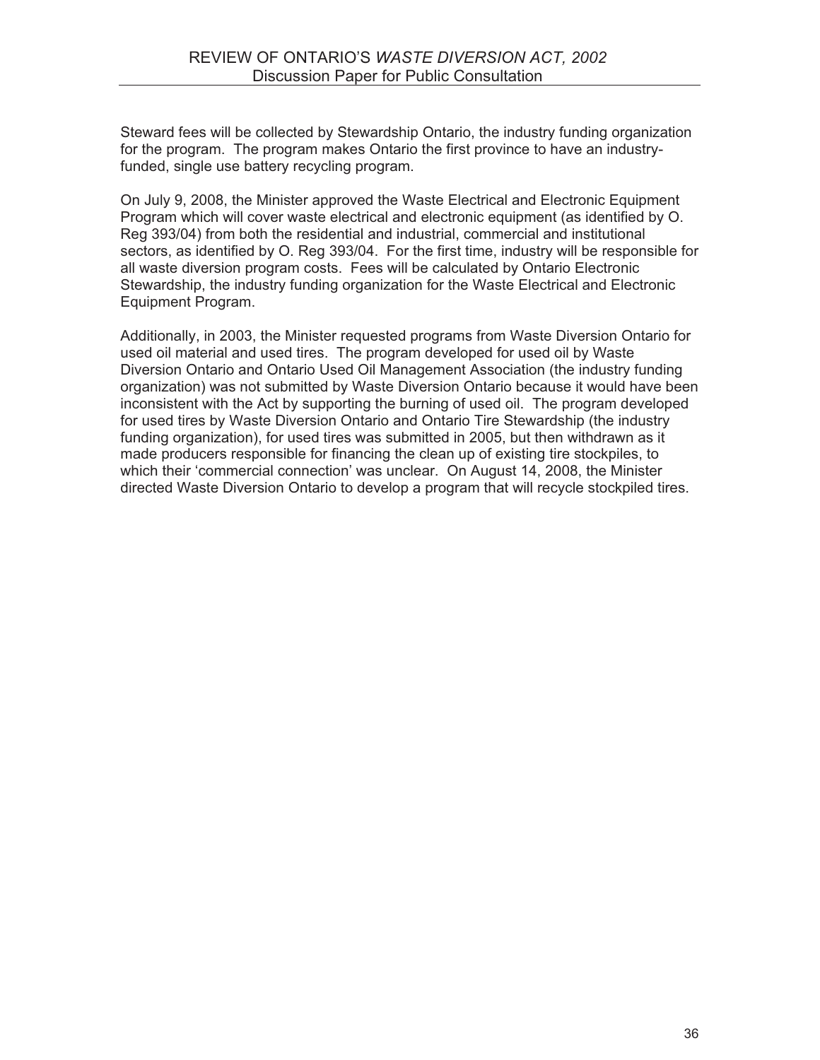Steward fees will be collected by Stewardship Ontario, the industry funding organization for the program. The program makes Ontario the first province to have an industry-funded, single use battery recycling program.

On July 9, 2008, the Minister approved the Waste Electrical and Electronic Equipment Program which will cover waste electrical and electronic equipment (as identified by O. Reg 393/04) from both the residential and industrial, commercial and institutional sectors, as identified by O. Reg 393/04. For the first time, industry will be responsible for all waste diversion program costs. Fees will be calculated by Ontario Electronic Stewardship, the industry funding organization for the Waste Electrical and Electronic Equipment Program.

Additionally, in 2003, the Minister requested programs from Waste Diversion Ontario for used oil material and used tires. The program developed for used oil by Waste Diversion Ontario and Ontario Used Oil Management Association (the industry funding organization) was not submitted by Waste Diversion Ontario because it would have been inconsistent with the Act by supporting the burning of used oil. The program developed for used tires by Waste Diversion Ontario and Ontario Tire Stewardship (the industry funding organization), for used tires was submitted in 2005, but then withdrawn as it made producers responsible for financing the clean up of existing tire stockpiles, to which their 'commercial connection' was unclear. On August 14, 2008, the Minister directed Waste Diversion Ontario to develop a program that will recycle stockpiled tires.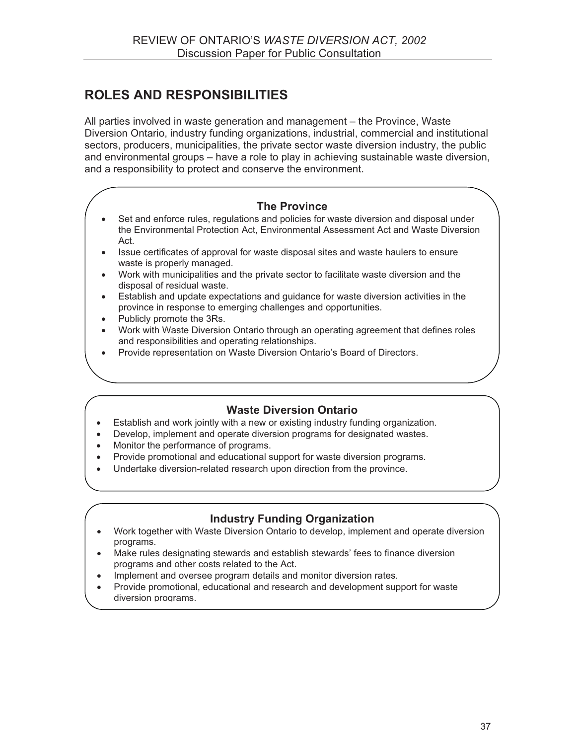## ROLES AND RESPONSIBILITIES

All parties involved in waste generation and management – the Province, Waste Diversion Ontario, industry funding organizations, industrial, commercial and institutional sectors, producers, municipalities, the private sector waste diversion industry, the public and environmental groups – have a role to play in achieving sustainable waste diversion, and a responsibility to protect and conserve the environment.

### The Province

- Set and enforce rules, regulations and policies for waste diversion and disposal under the Environmental Protection Act, Environmental Assessment Act and Waste Diversion Act.
- Issue certificates of approval for waste disposal sites and waste haulers to ensure waste is properly managed.
- Work with municipalities and the private sector to facilitate waste diversion and the disposal of residual waste.
- Establish and update expectations and guidance for waste diversion activities in the province in response to emerging challenges and opportunities.
- Publicly promote the 3Rs.
- Work with Waste Diversion Ontario through an operating agreement that defines roles and responsibilities and operating relationships.
- Provide representation on Waste Diversion Ontario's Board of Directors.

### Waste Diversion Ontario

- Establish and work jointly with a new or existing industry funding organization.
- Develop, implement and operate diversion programs for designated wastes.
- Monitor the performance of programs.
- Provide promotional and educational support for waste diversion programs.
- Undertake diversion-related research upon direction from the province.

### Industry Funding Organization

- Work together with Waste Diversion Ontario to develop, implement and operate diversion programs.
- Make rules designating stewards and establish stewards' fees to finance diversion programs and other costs related to the Act.
- Implement and oversee program details and monitor diversion rates.
- Provide promotional, educational and research and development support for waste diversion programs.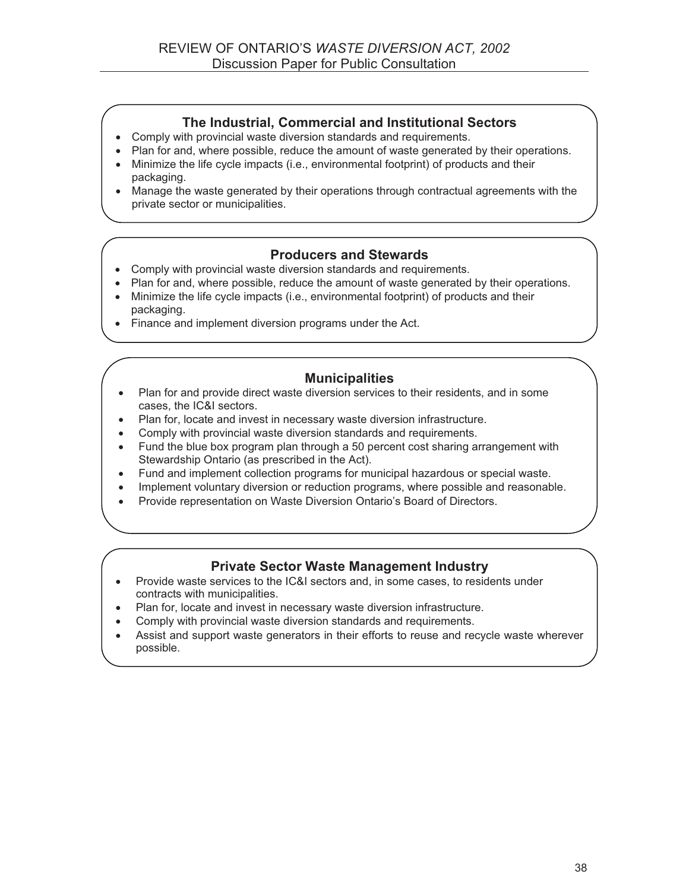### The Industrial, Commercial and Institutional Sectors

- Comply with provincial waste diversion standards and requirements.
- Plan for and, where possible, reduce the amount of waste generated by their operations.
- Minimize the life cycle impacts (i.e., environmental footprint) of products and their packaging.
- Manage the waste generated by their operations through contractual agreements with the private sector or municipalities.

### Producers and Stewards

- Comply with provincial waste diversion standards and requirements.
- Plan for and, where possible, reduce the amount of waste generated by their operations.
- Minimize the life cycle impacts (i.e., environmental footprint) of products and their packaging.
- Finance and implement diversion programs under the Act.

### Municipalities

- Plan for and provide direct waste diversion services to their residents, and in some cases, the IC&I sectors.
- Plan for, locate and invest in necessary waste diversion infrastructure.
- Comply with provincial waste diversion standards and requirements.
- Fund the blue box program plan through a 50 percent cost sharing arrangement with Stewardship Ontario (as prescribed in the Act).
- Fund and implement collection programs for municipal hazardous or special waste.
- Implement voluntary diversion or reduction programs, where possible and reasonable.
- Provide representation on Waste Diversion Ontario's Board of Directors.

### Private Sector Waste Management Industry

- Provide waste services to the IC&I sectors and, in some cases, to residents under contracts with municipalities.
- Plan for, locate and invest in necessary waste diversion infrastructure.
- Comply with provincial waste diversion standards and requirements.
- Assist and support waste generators in their efforts to reuse and recycle waste wherever possible.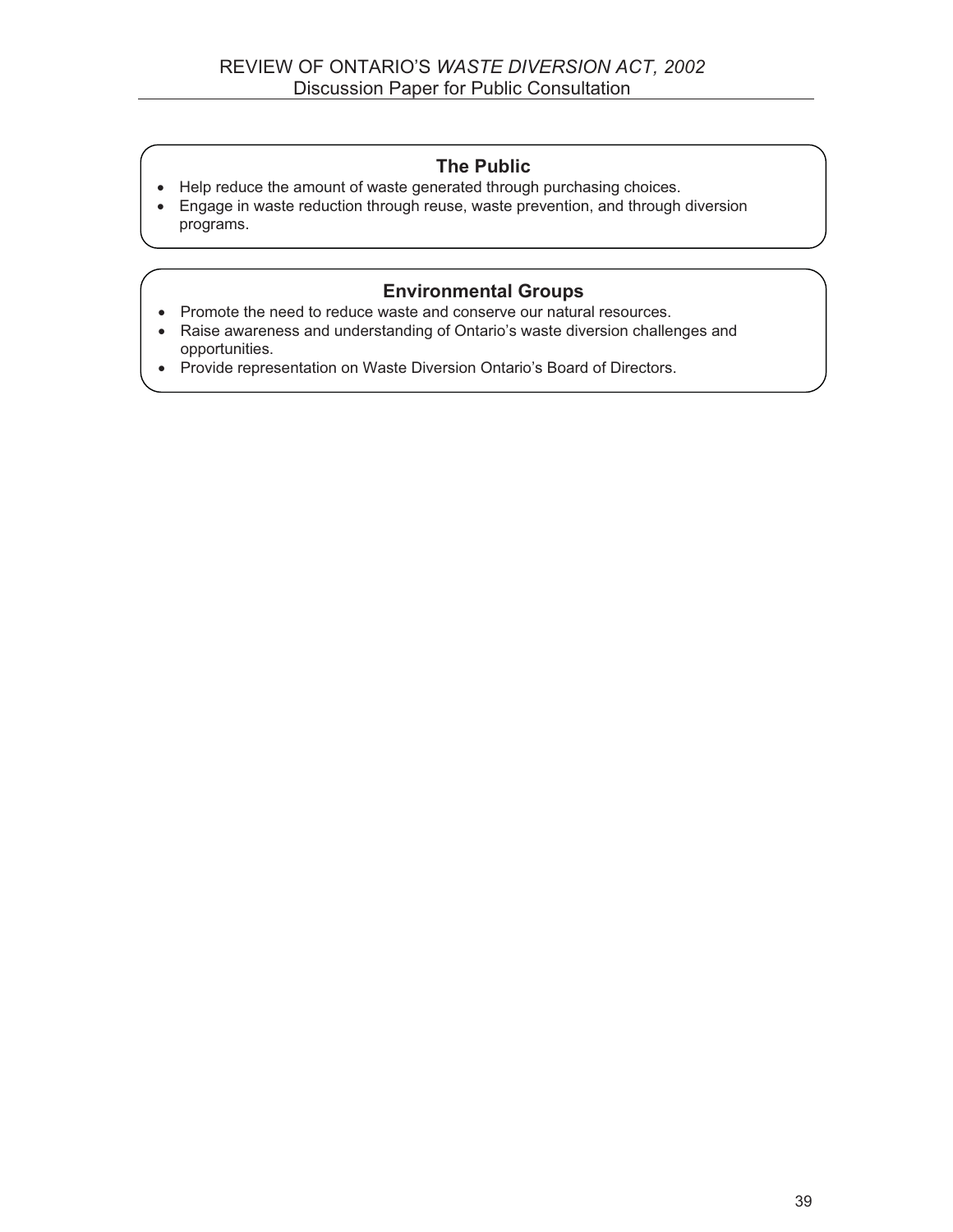### The Public

- Help reduce the amount of waste generated through purchasing choices.
- Engage in waste reduction through reuse, waste prevention, and through diversion programs.

### Environmental Groups

- Promote the need to reduce waste and conserve our natural resources.
- Raise awareness and understanding of Ontario's waste diversion challenges and opportunities.
- Provide representation on Waste Diversion Ontario's Board of Directors.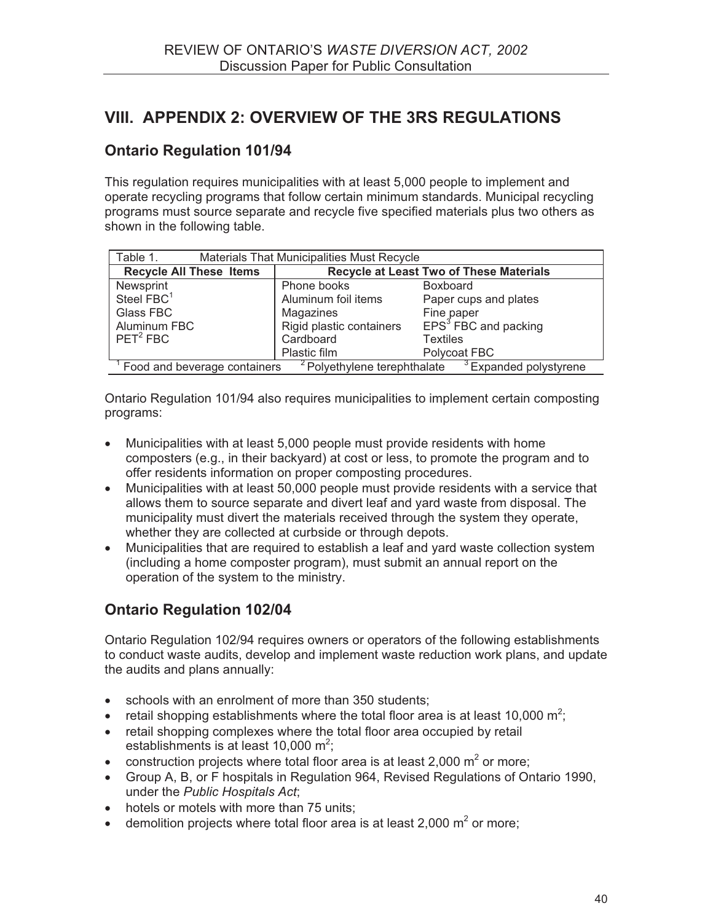## VIII. APPENDIX 2: OVERVIEW OF THE 3RS REGULATIONS

### Ontario Regulation 101/94

This regulation requires municipalities with at least 5,000 people to implement and operate recycling programs that follow certain minimum standards. Municipal recycling programs must source separate and recycle five specified materials plus two others as shown in the following table.

Table 1. Materials That Municipalities Must Recycle

| Recycle All These Items | Recycle at Least Two of These Materials | |
|---|---|---|
| Newsprint | Phone books | Boxboard |
| Steel FBC[1] | Aluminum foil items | Paper cups and plates |
| Glass FBC | Magazines | Fine paper |
| Aluminum FBC | Rigid plastic containers | EPS[3] FBC and packing |
| PET[2] FBC | Cardboard | Textiles |
| | Plastic film | Polycoat FBC |

[1] Food and beverage containers [2] Polyethylene terephthalate [3] Expanded polystyrene

Ontario Regulation 101/94 also requires municipalities to implement certain composting programs:

- Municipalities with at least 5,000 people must provide residents with home composters (e.g., in their backyard) at cost or less, to promote the program and to offer residents information on proper composting procedures.
- Municipalities with at least 50,000 people must provide residents with a service that allows them to source separate and divert leaf and yard waste from disposal. The municipality must divert the materials received through the system they operate, whether they are collected at curbside or through depots.
- Municipalities that are required to establish a leaf and yard waste collection system (including a home composter program), must submit an annual report on the operation of the system to the ministry.

### Ontario Regulation 102/04

Ontario Regulation 102/94 requires owners or operators of the following establishments to conduct waste audits, develop and implement waste reduction work plans, and update the audits and plans annually:

- schools with an enrolment of more than 350 students;
- retail shopping establishments where the total floor area is at least 10,000 $m^2$;
- retail shopping complexes where the total floor area occupied by retail establishments is at least 10,000 $m^2$;
- construction projects where total floor area is at least 2,000 $m^2$ or more;
- Group A, B, or F hospitals in Regulation 964, Revised Regulations of Ontario 1990, under the *Public Hospitals Act*;
- hotels or motels with more than 75 units;
- demolition projects where total floor area is at least 2,000 $m^2$ or more;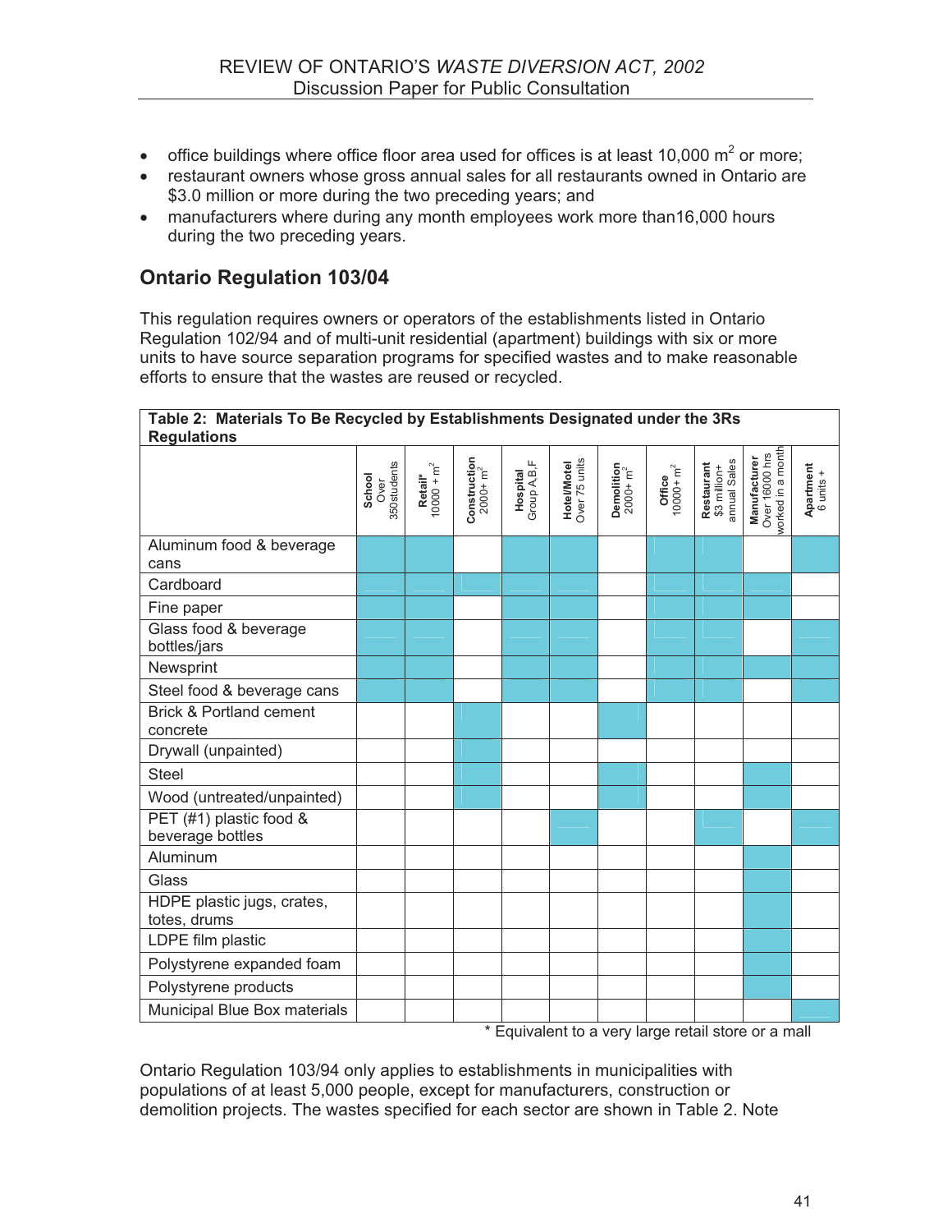- office buildings where office floor area used for offices is at least 10,000 $m^2$ or more;
- restaurant owners whose gross annual sales for all restaurants owned in Ontario are $3.0 million or more during the two preceding years; and
- manufacturers where during any month employees work more than16,000 hours during the two preceding years.

## Ontario Regulation 103/04

This regulation requires owners or operators of the establishments listed in Ontario Regulation 102/94 and of multi-unit residential (apartment) buildings with six or more units to have source separation programs for specified wastes and to make reasonable efforts to ensure that the wastes are reused or recycled.

**Table 2: Materials To Be Recycled by Establishments Designated under the 3Rs Regulations**

| | School Over 350students | Retail* 10000 + $m^2$ | Construction 2000+ $m^2$ | Hospital Group A,B,F | Hotel/Motel Over 75 units | Demolition 2000+ $m^2$ | Office 10000+ $m^2$ | Restaurant $3 million+ annual Sales | Manufacturer Over 16000 hrs worked in a month | Apartment 6 units + |
|---|---|---|---|---|---|---|---|---|---|---|
| Aluminum food & beverage cans | X | X | | X | X | | X | X | | X |
| Cardboard | X | X | X | X | X | | X | X | X | |
| Fine paper | X | X | | X | X | | X | X | X | |
| Glass food & beverage bottles/jars | X | X | | X | X | | X | X | | X |
| Newsprint | X | X | | X | X | | X | X | X | X |
| Steel food & beverage cans | X | X | | X | X | | X | X | | X |
| Brick & Portland cement concrete | | | X | | | X | | | | |
| Drywall (unpainted) | | | X | | | | | | | |
| Steel | | | X | | | X | | | X | |
| Wood (untreated/unpainted) | | | X | | | X | | | X | |
| PET (#1) plastic food & beverage bottles | | | | | X | | | X | | X |
| Aluminum | | | | | | | | | X | |
| Glass | | | | | | | | | X | |
| HDPE plastic jugs, crates, totes, drums | | | | | | | | | X | |
| LDPE film plastic | | | | | | | | | X | |
| Polystyrene expanded foam | | | | | | | | | X | |
| Polystyrene products | | | | | | | | | X | |
| Municipal Blue Box materials | | | | | | | | | | X |

\* Equivalent to a very large retail store or a mall

Ontario Regulation 103/94 only applies to establishments in municipalities with populations of at least 5,000 people, except for manufacturers, construction or demolition projects. The wastes specified for each sector are shown in Table 2. Note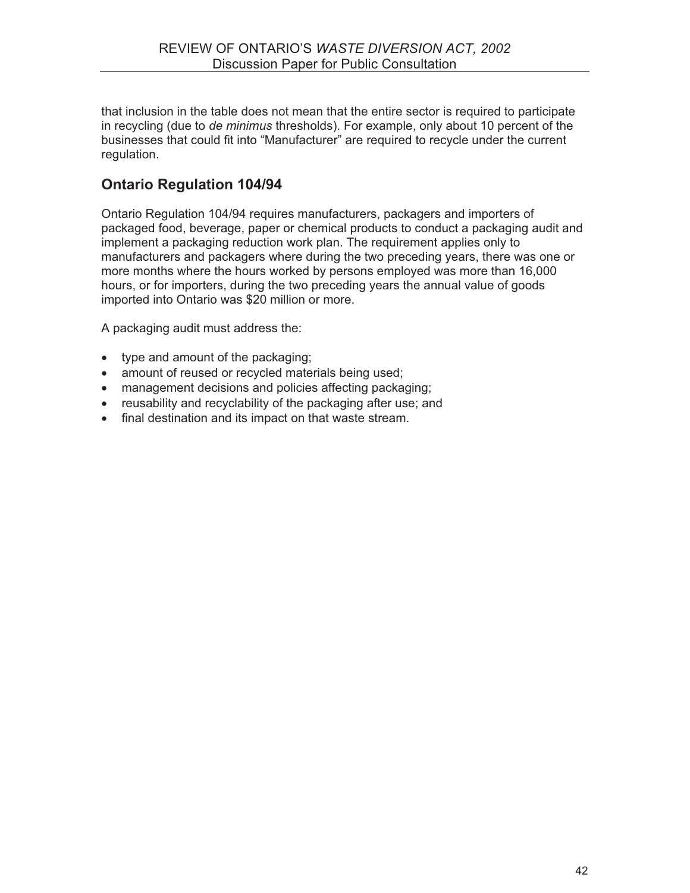that inclusion in the table does not mean that the entire sector is required to participate in recycling (due to *de minimus* thresholds). For example, only about 10 percent of the businesses that could fit into "Manufacturer" are required to recycle under the current regulation.

## Ontario Regulation 104/94

Ontario Regulation 104/94 requires manufacturers, packagers and importers of packaged food, beverage, paper or chemical products to conduct a packaging audit and implement a packaging reduction work plan. The requirement applies only to manufacturers and packagers where during the two preceding years, there was one or more months where the hours worked by persons employed was more than 16,000 hours, or for importers, during the two preceding years the annual value of goods imported into Ontario was $20 million or more.

A packaging audit must address the:

- type and amount of the packaging;
- amount of reused or recycled materials being used;
- management decisions and policies affecting packaging;
- reusability and recyclability of the packaging after use; and
- final destination and its impact on that waste stream.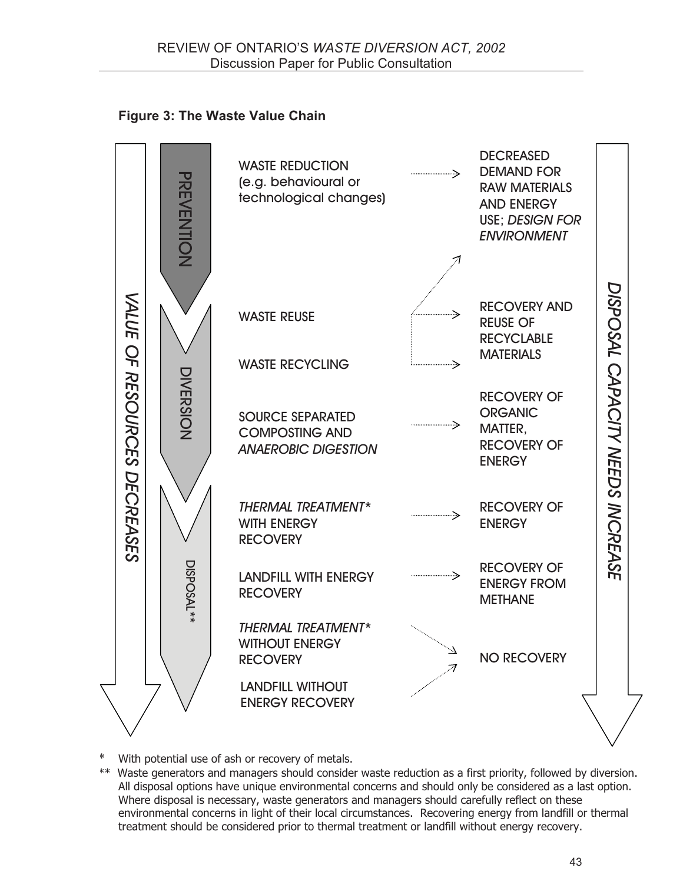**Figure 3: The Waste Value Chain**

VALUE OF RESOURCES DECREASES

PREVENTION

WASTE REDUCTION (e.g. behavioural or technological changes)

DECREASED DEMAND FOR RAW MATERIALS AND ENERGY USE; *DESIGN FOR ENVIRONMENT*

DIVERSION

WASTE REUSE

WASTE RECYCLING

RECOVERY AND REUSE OF RECYCLABLE MATERIALS

SOURCE SEPARATED COMPOSTING AND *ANAEROBIC DIGESTION*

RECOVERY OF ORGANIC MATTER, RECOVERY OF ENERGY

DISPOSAL**

*THERMAL TREATMENT** WITH ENERGY RECOVERY

RECOVERY OF ENERGY

LANDFILL WITH ENERGY RECOVERY

RECOVERY OF ENERGY FROM METHANE

*THERMAL TREATMENT** WITHOUT ENERGY RECOVERY

LANDFILL WITHOUT ENERGY RECOVERY

NO RECOVERY

DISPOSAL CAPACITY NEEDS INCREASE

\* With potential use of ash or recovery of metals.

\*\* Waste generators and managers should consider waste reduction as a first priority, followed by diversion. All disposal options have unique environmental concerns and should only be considered as a last option. Where disposal is necessary, waste generators and managers should carefully reflect on these environmental concerns in light of their local circumstances. Recovering energy from landfill or thermal treatment should be considered prior to thermal treatment or landfill without energy recovery.